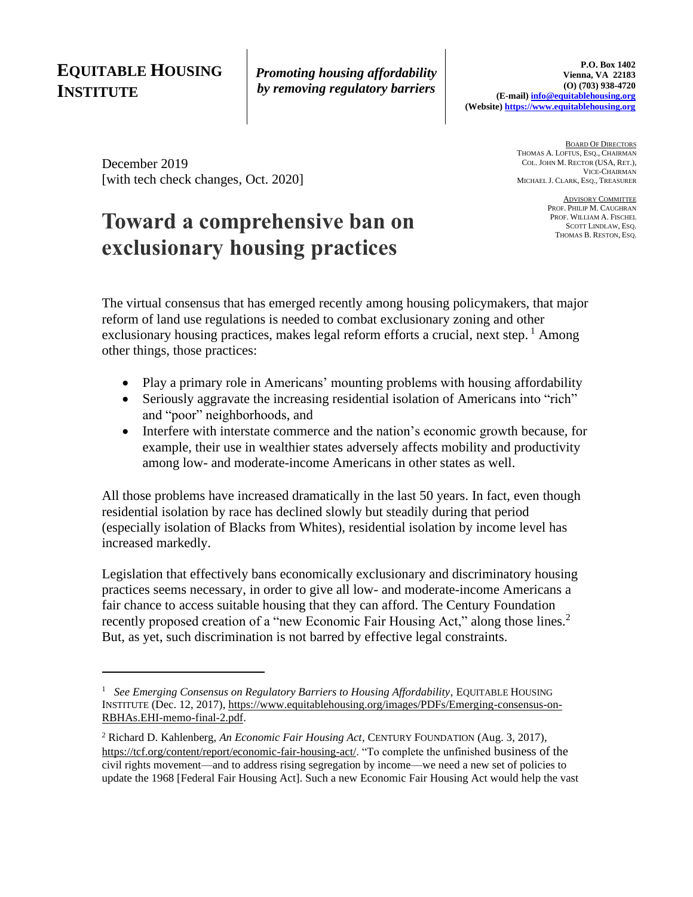**EQUITABLE HOUSING INSTITUTE**

***Promoting housing affordability by removing regulatory barriers***

**P.O. Box 1402**
**Vienna, VA 22183**
**(O) (703) 938-4720**
**(E-mail) info@equitablehousing.org**
**(Website) https://www.equitablehousing.org**

BOARD OF DIRECTORS
THOMAS A. LOFTUS, ESQ., CHAIRMAN
COL. JOHN M. RECTOR (USA, RET.), VICE-CHAIRMAN
MICHAEL J. CLARK, ESQ., TREASURER

ADVISORY COMMITTEE
PROF. PHILIP M. CAUGHRAN
PROF. WILLIAM A. FISCHEL
SCOTT LINDLAW, ESQ.
THOMAS B. RESTON, ESQ.

December 2019
[with tech check changes, Oct. 2020]

# Toward a comprehensive ban on exclusionary housing practices

The virtual consensus that has emerged recently among housing policymakers, that major reform of land use regulations is needed to combat exclusionary zoning and other exclusionary housing practices, makes legal reform efforts a crucial, next step. [1] Among other things, those practices:

- Play a primary role in Americans' mounting problems with housing affordability
- Seriously aggravate the increasing residential isolation of Americans into "rich" and "poor" neighborhoods, and
- Interfere with interstate commerce and the nation's economic growth because, for example, their use in wealthier states adversely affects mobility and productivity among low- and moderate-income Americans in other states as well.

All those problems have increased dramatically in the last 50 years. In fact, even though residential isolation by race has declined slowly but steadily during that period (especially isolation of Blacks from Whites), residential isolation by income level has increased markedly.

Legislation that effectively bans economically exclusionary and discriminatory housing practices seems necessary, in order to give all low- and moderate-income Americans a fair chance to access suitable housing that they can afford. The Century Foundation recently proposed creation of a "new Economic Fair Housing Act," along those lines.[2] But, as yet, such discrimination is not barred by effective legal constraints.

---

[1] *See Emerging Consensus on Regulatory Barriers to Housing Affordability*, EQUITABLE HOUSING INSTITUTE (Dec. 12, 2017), https://www.equitablehousing.org/images/PDFs/Emerging-consensus-on-RBHAs.EHI-memo-final-2.pdf.

[2] Richard D. Kahlenberg, *An Economic Fair Housing Act*, CENTURY FOUNDATION (Aug. 3, 2017), https://tcf.org/content/report/economic-fair-housing-act/. "To complete the unfinished business of the civil rights movement—and to address rising segregation by income—we need a new set of policies to update the 1968 [Federal Fair Housing Act]. Such a new Economic Fair Housing Act would help the vast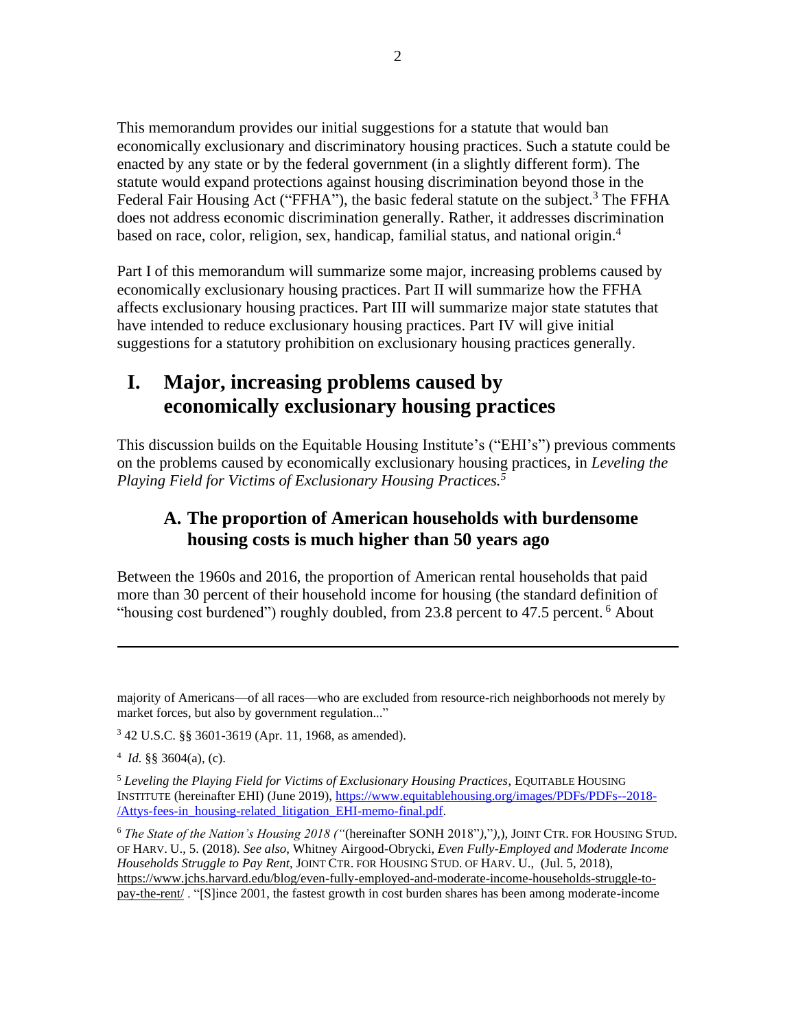This memorandum provides our initial suggestions for a statute that would ban economically exclusionary and discriminatory housing practices. Such a statute could be enacted by any state or by the federal government (in a slightly different form). The statute would expand protections against housing discrimination beyond those in the Federal Fair Housing Act ("FFHA"), the basic federal statute on the subject.[3] The FFHA does not address economic discrimination generally. Rather, it addresses discrimination based on race, color, religion, sex, handicap, familial status, and national origin.[4]

Part I of this memorandum will summarize some major, increasing problems caused by economically exclusionary housing practices. Part II will summarize how the FFHA affects exclusionary housing practices. Part III will summarize major state statutes that have intended to reduce exclusionary housing practices. Part IV will give initial suggestions for a statutory prohibition on exclusionary housing practices generally.

# I. Major, increasing problems caused by economically exclusionary housing practices

This discussion builds on the Equitable Housing Institute's ("EHI's") previous comments on the problems caused by economically exclusionary housing practices, in *Leveling the Playing Field for Victims of Exclusionary Housing Practices.*[5]

## A. The proportion of American households with burdensome housing costs is much higher than 50 years ago

Between the 1960s and 2016, the proportion of American rental households that paid more than 30 percent of their household income for housing (the standard definition of "housing cost burdened") roughly doubled, from 23.8 percent to 47.5 percent.[6] About

---

majority of Americans—of all races—who are excluded from resource-rich neighborhoods not merely by market forces, but also by government regulation..."

[3] 42 U.S.C. §§ 3601-3619 (Apr. 11, 1968, as amended).

[4] *Id.* §§ 3604(a), (c).

[5] *Leveling the Playing Field for Victims of Exclusionary Housing Practices*, EQUITABLE HOUSING INSTITUTE (hereinafter EHI) (June 2019), https://www.equitablehousing.org/images/PDFs/PDFs--2018-/Attys-fees-in_housing-related_litigation_EHI-memo-final.pdf.

[6] *The State of the Nation's Housing 2018 ("*(hereinafter SONH 2018"*)*,"),), JOINT CTR. FOR HOUSING STUD. OF HARV. U., 5. (2018). *See also*, Whitney Airgood-Obrycki, *Even Fully-Employed and Moderate Income Households Struggle to Pay Rent*, JOINT CTR. FOR HOUSING STUD. OF HARV. U., (Jul. 5, 2018), https://www.jchs.harvard.edu/blog/even-fully-employed-and-moderate-income-households-struggle-to-pay-the-rent/ . "[S]ince 2001, the fastest growth in cost burden shares has been among moderate-income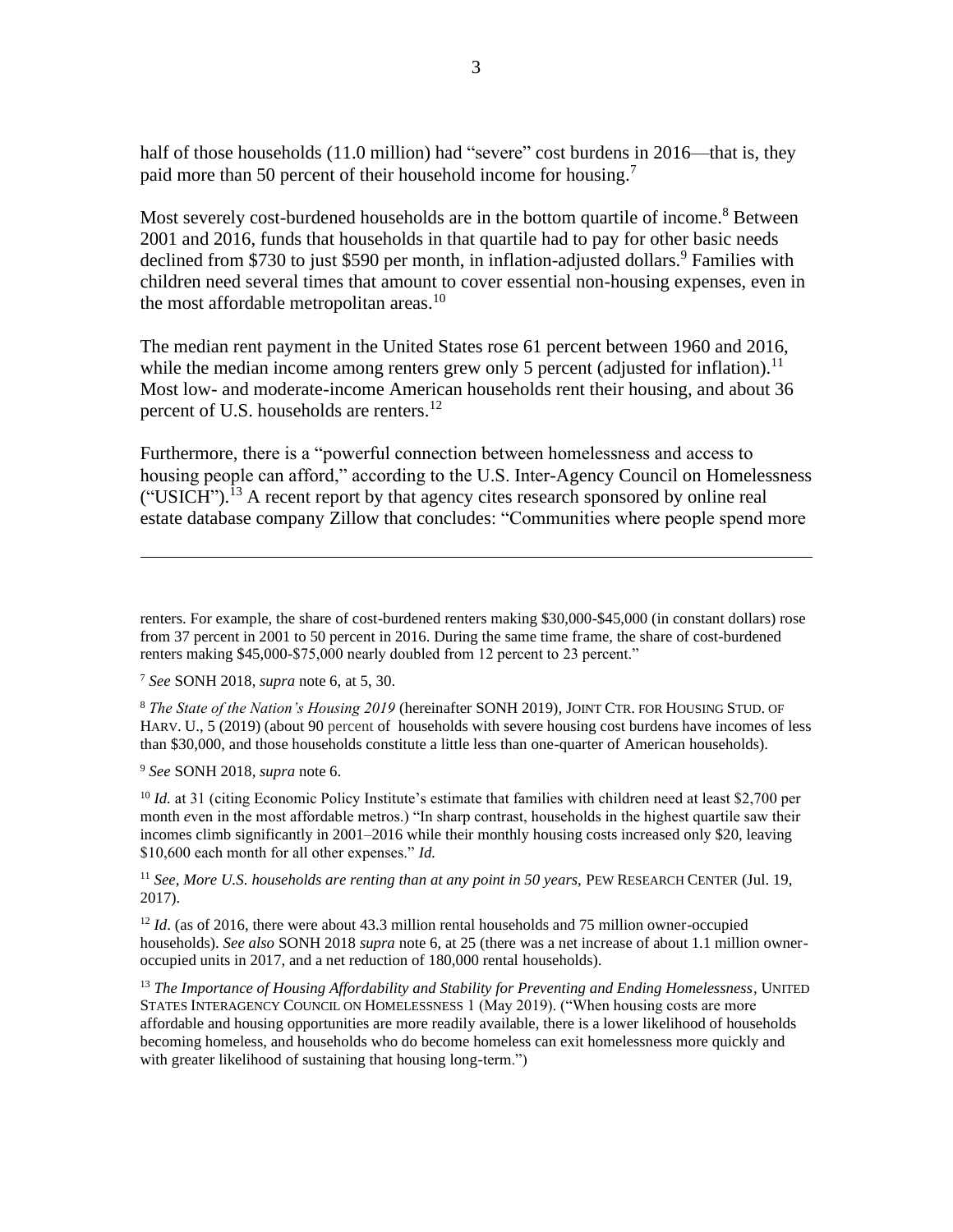half of those households (11.0 million) had "severe" cost burdens in 2016—that is, they paid more than 50 percent of their household income for housing.[7]

Most severely cost-burdened households are in the bottom quartile of income.[8] Between 2001 and 2016, funds that households in that quartile had to pay for other basic needs declined from $730 to just $590 per month, in inflation-adjusted dollars.[9] Families with children need several times that amount to cover essential non-housing expenses, even in the most affordable metropolitan areas.[10]

The median rent payment in the United States rose 61 percent between 1960 and 2016, while the median income among renters grew only 5 percent (adjusted for inflation).[11] Most low- and moderate-income American households rent their housing, and about 36 percent of U.S. households are renters.[12]

Furthermore, there is a "powerful connection between homelessness and access to housing people can afford," according to the U.S. Inter-Agency Council on Homelessness ("USICH").[13] A recent report by that agency cites research sponsored by online real estate database company Zillow that concludes: "Communities where people spend more

---

renters. For example, the share of cost-burdened renters making $30,000-$45,000 (in constant dollars) rose from 37 percent in 2001 to 50 percent in 2016. During the same time frame, the share of cost-burdened renters making $45,000-$75,000 nearly doubled from 12 percent to 23 percent."

[7] *See* SONH 2018, *supra* note 6, at 5, 30.

[8] *The State of the Nation's Housing 2019* (hereinafter SONH 2019), JOINT CTR. FOR HOUSING STUD. OF HARV. U., 5 (2019) (about 90 percent of households with severe housing cost burdens have incomes of less than $30,000, and those households constitute a little less than one-quarter of American households).

[9] *See* SONH 2018, *supra* note 6.

[10] *Id.* at 31 (citing Economic Policy Institute's estimate that families with children need at least $2,700 per month even in the most affordable metros.) "In sharp contrast, households in the highest quartile saw their incomes climb significantly in 2001–2016 while their monthly housing costs increased only $20, leaving $10,600 each month for all other expenses." *Id.*

[11] *See, More U.S. households are renting than at any point in 50 years,* PEW RESEARCH CENTER (Jul. 19, 2017).

[12] *Id*. (as of 2016, there were about 43.3 million rental households and 75 million owner-occupied households). *See also* SONH 2018 *supra* note 6, at 25 (there was a net increase of about 1.1 million owner-occupied units in 2017, and a net reduction of 180,000 rental households).

[13] *The Importance of Housing Affordability and Stability for Preventing and Ending Homelessness*, UNITED STATES INTERAGENCY COUNCIL ON HOMELESSNESS 1 (May 2019). ("When housing costs are more affordable and housing opportunities are more readily available, there is a lower likelihood of households becoming homeless, and households who do become homeless can exit homelessness more quickly and with greater likelihood of sustaining that housing long-term.")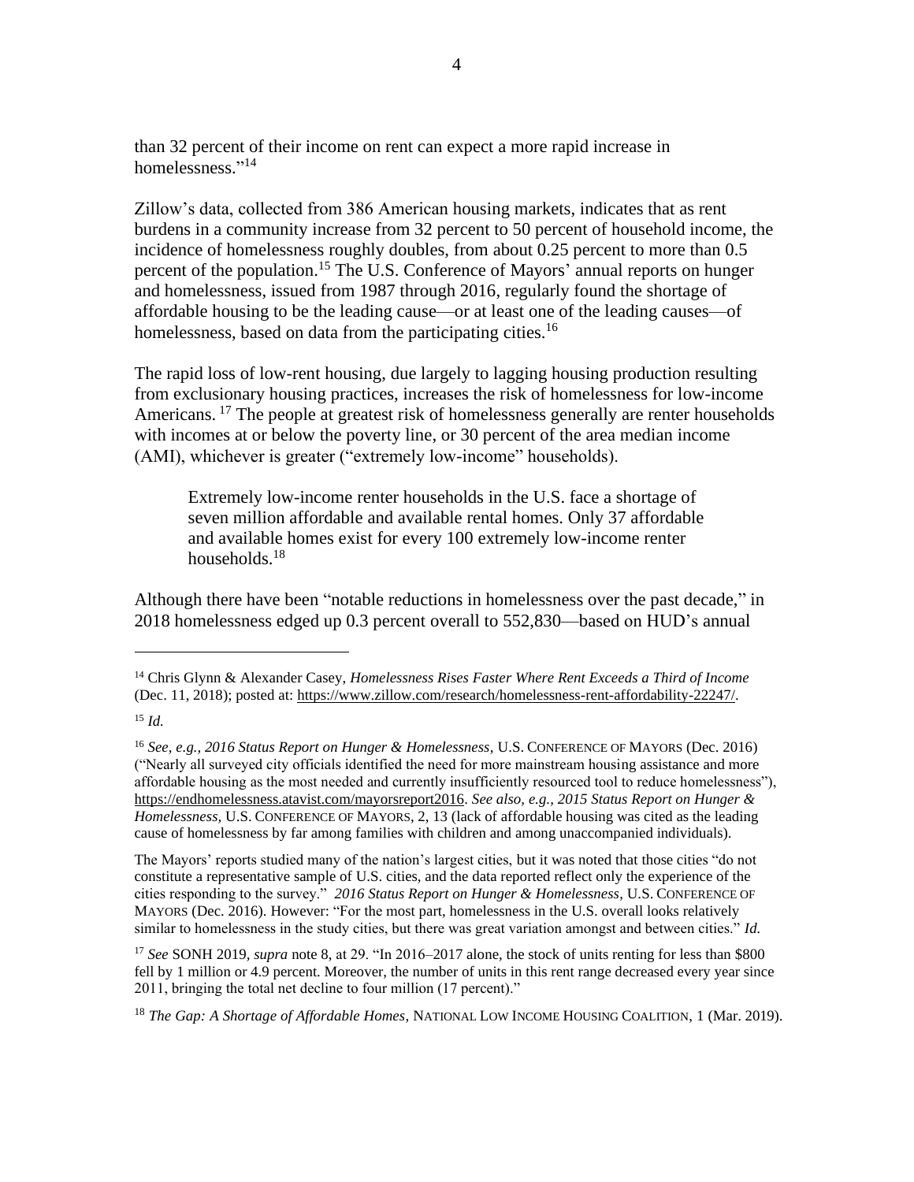than 32 percent of their income on rent can expect a more rapid increase in homelessness."[14]

Zillow's data, collected from 386 American housing markets, indicates that as rent burdens in a community increase from 32 percent to 50 percent of household income, the incidence of homelessness roughly doubles, from about 0.25 percent to more than 0.5 percent of the population.[15] The U.S. Conference of Mayors' annual reports on hunger and homelessness, issued from 1987 through 2016, regularly found the shortage of affordable housing to be the leading cause—or at least one of the leading causes—of homelessness, based on data from the participating cities.[16]

The rapid loss of low-rent housing, due largely to lagging housing production resulting from exclusionary housing practices, increases the risk of homelessness for low-income Americans.[17] The people at greatest risk of homelessness generally are renter households with incomes at or below the poverty line, or 30 percent of the area median income (AMI), whichever is greater ("extremely low-income" households).

> Extremely low-income renter households in the U.S. face a shortage of seven million affordable and available rental homes. Only 37 affordable and available homes exist for every 100 extremely low-income renter households.[18]

Although there have been "notable reductions in homelessness over the past decade," in 2018 homelessness edged up 0.3 percent overall to 552,830—based on HUD's annual

---

[14] Chris Glynn & Alexander Casey, *Homelessness Rises Faster Where Rent Exceeds a Third of Income* (Dec. 11, 2018); posted at: https://www.zillow.com/research/homelessness-rent-affordability-22247/.

[15] *Id.*

[16] *See, e.g., 2016 Status Report on Hunger & Homelessness*, U.S. CONFERENCE OF MAYORS (Dec. 2016) ("Nearly all surveyed city officials identified the need for more mainstream housing assistance and more affordable housing as the most needed and currently insufficiently resourced tool to reduce homelessness"), https://endhomelessness.atavist.com/mayorsreport2016. *See also, e.g., 2015 Status Report on Hunger & Homelessness*, U.S. CONFERENCE OF MAYORS, 2, 13 (lack of affordable housing was cited as the leading cause of homelessness by far among families with children and among unaccompanied individuals).

The Mayors' reports studied many of the nation's largest cities, but it was noted that those cities "do not constitute a representative sample of U.S. cities, and the data reported reflect only the experience of the cities responding to the survey." *2016 Status Report on Hunger & Homelessness*, U.S. CONFERENCE OF MAYORS (Dec. 2016). However: "For the most part, homelessness in the U.S. overall looks relatively similar to homelessness in the study cities, but there was great variation amongst and between cities." *Id.*

[17] *See* SONH 2019, *supra* note 8, at 29. "In 2016–2017 alone, the stock of units renting for less than $800 fell by 1 million or 4.9 percent. Moreover, the number of units in this rent range decreased every year since 2011, bringing the total net decline to four million (17 percent)."

[18] *The Gap: A Shortage of Affordable Homes*, NATIONAL LOW INCOME HOUSING COALITION, 1 (Mar. 2019).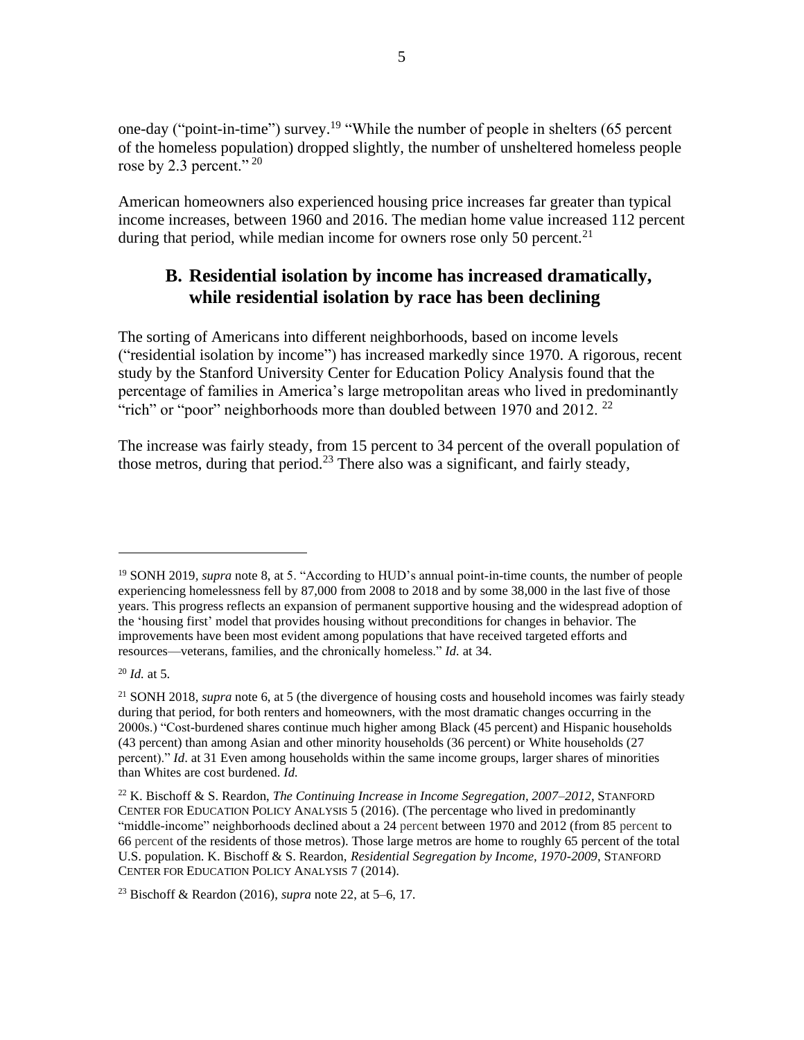one-day ("point-in-time") survey.[19] "While the number of people in shelters (65 percent of the homeless population) dropped slightly, the number of unsheltered homeless people rose by 2.3 percent." [20]

American homeowners also experienced housing price increases far greater than typical income increases, between 1960 and 2016. The median home value increased 112 percent during that period, while median income for owners rose only 50 percent.[21]

## B. Residential isolation by income has increased dramatically, while residential isolation by race has been declining

The sorting of Americans into different neighborhoods, based on income levels ("residential isolation by income") has increased markedly since 1970. A rigorous, recent study by the Stanford University Center for Education Policy Analysis found that the percentage of families in America's large metropolitan areas who lived in predominantly "rich" or "poor" neighborhoods more than doubled between 1970 and 2012. [22]

The increase was fairly steady, from 15 percent to 34 percent of the overall population of those metros, during that period.[23] There also was a significant, and fairly steady,

---

[19] SONH 2019, *supra* note 8, at 5. "According to HUD's annual point-in-time counts, the number of people experiencing homelessness fell by 87,000 from 2008 to 2018 and by some 38,000 in the last five of those years. This progress reflects an expansion of permanent supportive housing and the widespread adoption of the 'housing first' model that provides housing without preconditions for changes in behavior. The improvements have been most evident among populations that have received targeted efforts and resources—veterans, families, and the chronically homeless." *Id.* at 34.

[20] *Id.* at 5.

[21] SONH 2018, *supra* note 6, at 5 (the divergence of housing costs and household incomes was fairly steady during that period, for both renters and homeowners, with the most dramatic changes occurring in the 2000s.) "Cost-burdened shares continue much higher among Black (45 percent) and Hispanic households (43 percent) than among Asian and other minority households (36 percent) or White households (27 percent)." *Id*. at 31 Even among households within the same income groups, larger shares of minorities than Whites are cost burdened. *Id.*

[22] K. Bischoff & S. Reardon, *The Continuing Increase in Income Segregation, 2007–2012*, STANFORD CENTER FOR EDUCATION POLICY ANALYSIS 5 (2016). (The percentage who lived in predominantly "middle-income" neighborhoods declined about a 24 percent between 1970 and 2012 (from 85 percent to 66 percent of the residents of those metros). Those large metros are home to roughly 65 percent of the total U.S. population. K. Bischoff & S. Reardon, *Residential Segregation by Income, 1970-2009*, STANFORD CENTER FOR EDUCATION POLICY ANALYSIS 7 (2014).

[23] Bischoff & Reardon (2016), *supra* note 22, at 5–6, 17.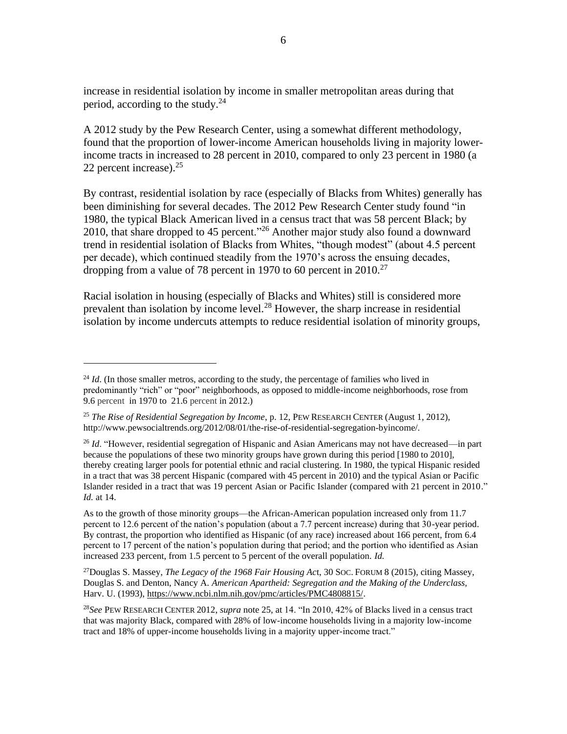increase in residential isolation by income in smaller metropolitan areas during that period, according to the study.[24]

A 2012 study by the Pew Research Center, using a somewhat different methodology, found that the proportion of lower-income American households living in majority lower-income tracts in increased to 28 percent in 2010, compared to only 23 percent in 1980 (a 22 percent increase).[25]

By contrast, residential isolation by race (especially of Blacks from Whites) generally has been diminishing for several decades. The 2012 Pew Research Center study found "in 1980, the typical Black American lived in a census tract that was 58 percent Black; by 2010, that share dropped to 45 percent."[26] Another major study also found a downward trend in residential isolation of Blacks from Whites, "though modest" (about 4.5 percent per decade), which continued steadily from the 1970's across the ensuing decades, dropping from a value of 78 percent in 1970 to 60 percent in 2010.[27]

Racial isolation in housing (especially of Blacks and Whites) still is considered more prevalent than isolation by income level.[28] However, the sharp increase in residential isolation by income undercuts attempts to reduce residential isolation of minority groups,

---

[24] *Id*. (In those smaller metros, according to the study, the percentage of families who lived in predominantly "rich" or "poor" neighborhoods, as opposed to middle-income neighborhoods, rose from 9.6 percent in 1970 to 21.6 percent in 2012.)

[25] *The Rise of Residential Segregation by Income*, p. 12, PEW RESEARCH CENTER (August 1, 2012), http://www.pewsocialtrends.org/2012/08/01/the-rise-of-residential-segregation-byincome/.

[26] *Id*. "However, residential segregation of Hispanic and Asian Americans may not have decreased—in part because the populations of these two minority groups have grown during this period [1980 to 2010], thereby creating larger pools for potential ethnic and racial clustering. In 1980, the typical Hispanic resided in a tract that was 38 percent Hispanic (compared with 45 percent in 2010) and the typical Asian or Pacific Islander resided in a tract that was 19 percent Asian or Pacific Islander (compared with 21 percent in 2010." *Id.* at 14.

As to the growth of those minority groups—the African-American population increased only from 11.7 percent to 12.6 percent of the nation's population (about a 7.7 percent increase) during that 30-year period. By contrast, the proportion who identified as Hispanic (of any race) increased about 166 percent, from 6.4 percent to 17 percent of the nation's population during that period; and the portion who identified as Asian increased 233 percent, from 1.5 percent to 5 percent of the overall population. *Id.*

[27] Douglas S. Massey, *The Legacy of the 1968 Fair Housing Ac*t, 30 SOC. FORUM 8 (2015), citing Massey, Douglas S. and Denton, Nancy A. *American Apartheid: Segregation and the Making of the Underclass*, Harv. U. (1993), https://www.ncbi.nlm.nih.gov/pmc/articles/PMC4808815/.

[28] *See* PEW RESEARCH CENTER 2012, *supra* note 25, at 14. "In 2010, 42% of Blacks lived in a census tract that was majority Black, compared with 28% of low-income households living in a majority low-income tract and 18% of upper-income households living in a majority upper-income tract."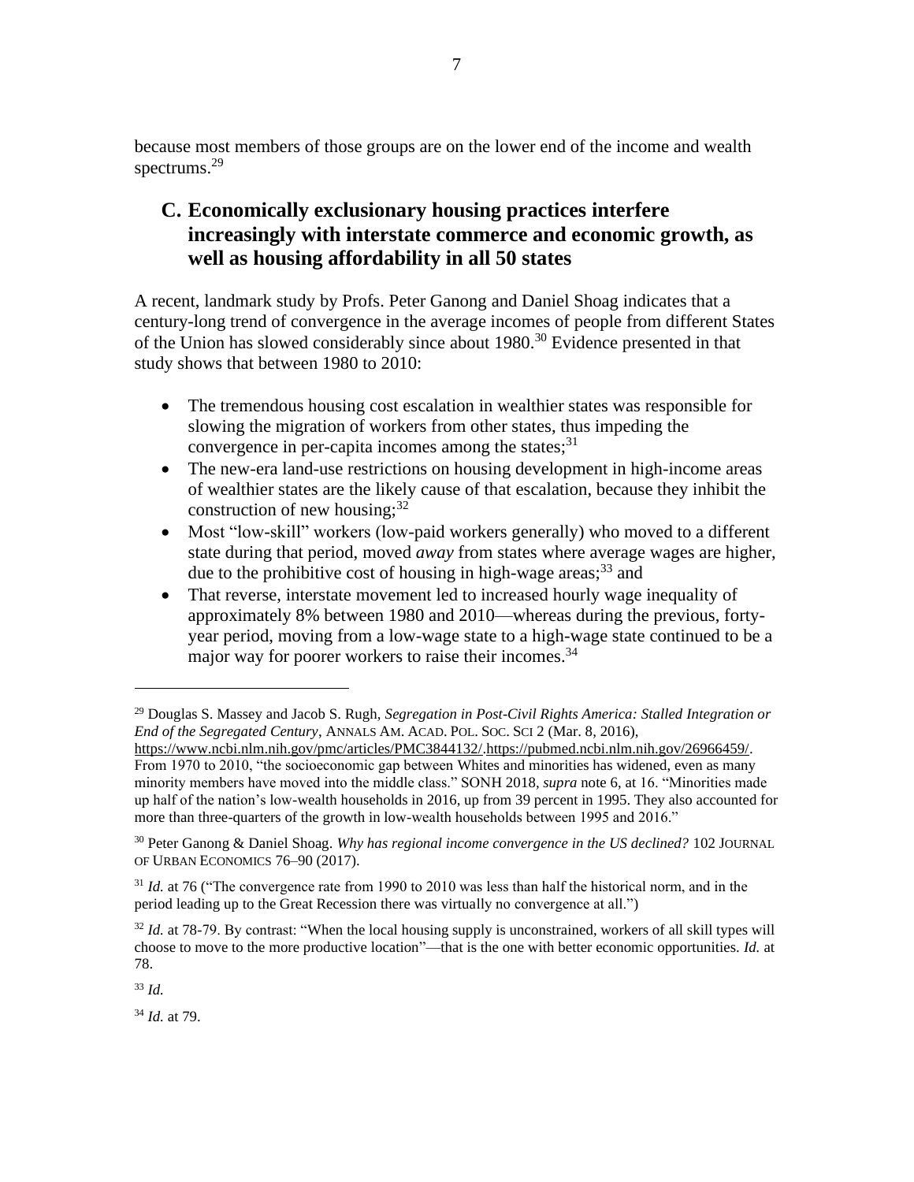because most members of those groups are on the lower end of the income and wealth spectrums.[29]

## C. Economically exclusionary housing practices interfere increasingly with interstate commerce and economic growth, as well as housing affordability in all 50 states

A recent, landmark study by Profs. Peter Ganong and Daniel Shoag indicates that a century-long trend of convergence in the average incomes of people from different States of the Union has slowed considerably since about 1980.[30] Evidence presented in that study shows that between 1980 to 2010:

- The tremendous housing cost escalation in wealthier states was responsible for slowing the migration of workers from other states, thus impeding the convergence in per-capita incomes among the states;[31]
- The new-era land-use restrictions on housing development in high-income areas of wealthier states are the likely cause of that escalation, because they inhibit the construction of new housing;[32]
- Most "low-skill" workers (low-paid workers generally) who moved to a different state during that period, moved *away* from states where average wages are higher, due to the prohibitive cost of housing in high-wage areas;[33] and
- That reverse, interstate movement led to increased hourly wage inequality of approximately 8% between 1980 and 2010—whereas during the previous, forty-year period, moving from a low-wage state to a high-wage state continued to be a major way for poorer workers to raise their incomes.[34]

---

[29] Douglas S. Massey and Jacob S. Rugh, *Segregation in Post-Civil Rights America: Stalled Integration or End of the Segregated Century*, ANNALS AM. ACAD. POL. SOC. SCI 2 (Mar. 8, 2016), https://www.ncbi.nlm.nih.gov/pmc/articles/PMC3844132/.https://pubmed.ncbi.nlm.nih.gov/26966459/. From 1970 to 2010, "the socioeconomic gap between Whites and minorities has widened, even as many minority members have moved into the middle class." SONH 2018, *supra* note 6, at 16. "Minorities made up half of the nation's low-wealth households in 2016, up from 39 percent in 1995. They also accounted for more than three-quarters of the growth in low-wealth households between 1995 and 2016."

[30] Peter Ganong & Daniel Shoag. *Why has regional income convergence in the US declined?* 102 JOURNAL OF URBAN ECONOMICS 76–90 (2017).

[31] *Id.* at 76 ("The convergence rate from 1990 to 2010 was less than half the historical norm, and in the period leading up to the Great Recession there was virtually no convergence at all.")

[32] *Id.* at 78-79. By contrast: "When the local housing supply is unconstrained, workers of all skill types will choose to move to the more productive location"—that is the one with better economic opportunities. *Id.* at 78.

[33] *Id.*

[34] *Id.* at 79.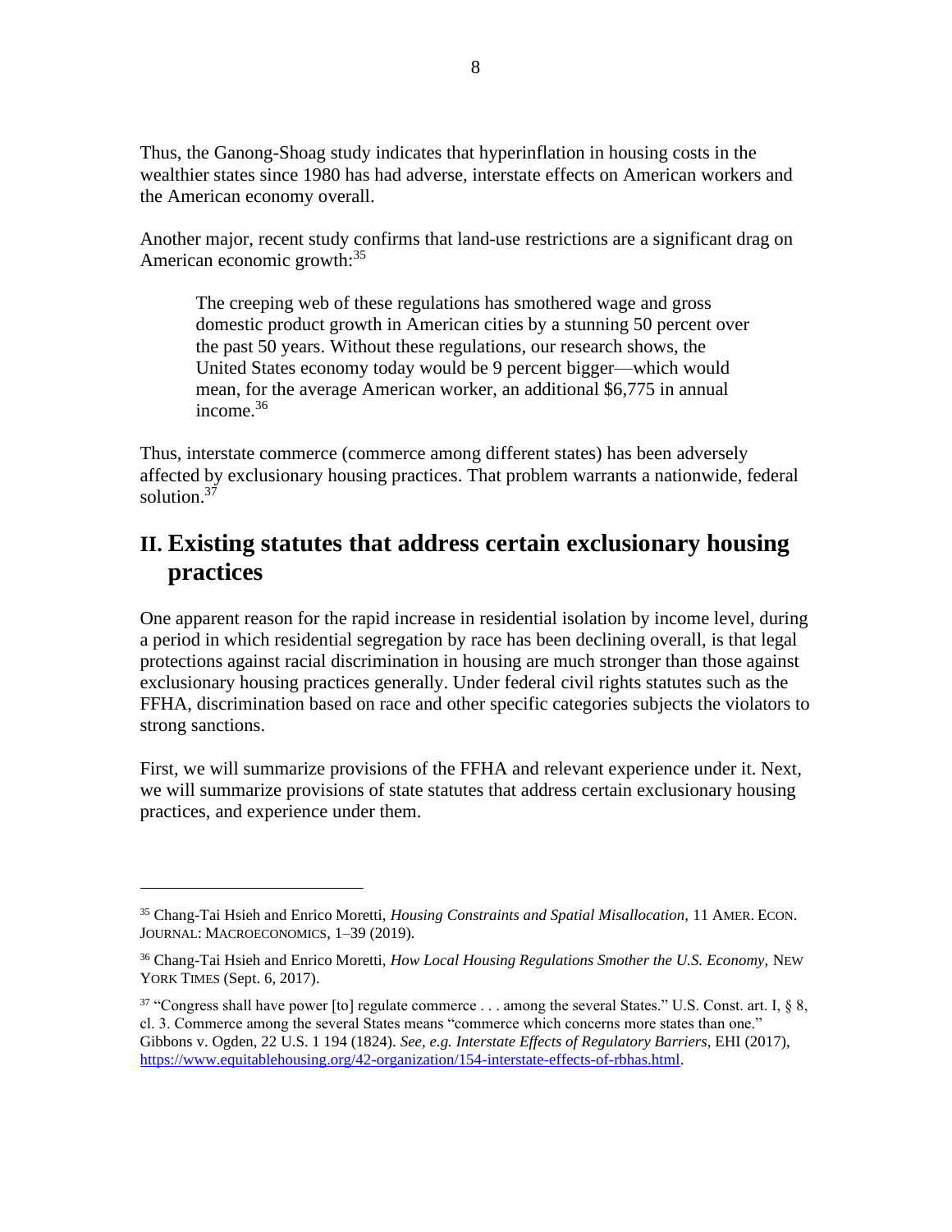Thus, the Ganong-Shoag study indicates that hyperinflation in housing costs in the wealthier states since 1980 has had adverse, interstate effects on American workers and the American economy overall.

Another major, recent study confirms that land-use restrictions are a significant drag on American economic growth:[35]

> The creeping web of these regulations has smothered wage and gross domestic product growth in American cities by a stunning 50 percent over the past 50 years. Without these regulations, our research shows, the United States economy today would be 9 percent bigger—which would mean, for the average American worker, an additional $6,775 in annual income.[36]

Thus, interstate commerce (commerce among different states) has been adversely affected by exclusionary housing practices. That problem warrants a nationwide, federal solution.[37]

## II. Existing statutes that address certain exclusionary housing practices

One apparent reason for the rapid increase in residential isolation by income level, during a period in which residential segregation by race has been declining overall, is that legal protections against racial discrimination in housing are much stronger than those against exclusionary housing practices generally. Under federal civil rights statutes such as the FFHA, discrimination based on race and other specific categories subjects the violators to strong sanctions.

First, we will summarize provisions of the FFHA and relevant experience under it. Next, we will summarize provisions of state statutes that address certain exclusionary housing practices, and experience under them.

---

[35] Chang-Tai Hsieh and Enrico Moretti, *Housing Constraints and Spatial Misallocation*, 11 AMER. ECON. JOURNAL: MACROECONOMICS, 1–39 (2019).

[36] Chang-Tai Hsieh and Enrico Moretti, *How Local Housing Regulations Smother the U.S. Economy*, NEW YORK TIMES (Sept. 6, 2017).

[37] "Congress shall have power [to] regulate commerce . . . among the several States." U.S. Const. art. I, § 8, cl. 3. Commerce among the several States means "commerce which concerns more states than one." Gibbons v. Ogden, 22 U.S. 1 194 (1824). *See, e.g. Interstate Effects of Regulatory Barriers*, EHI (2017), https://www.equitablehousing.org/42-organization/154-interstate-effects-of-rbhas.html.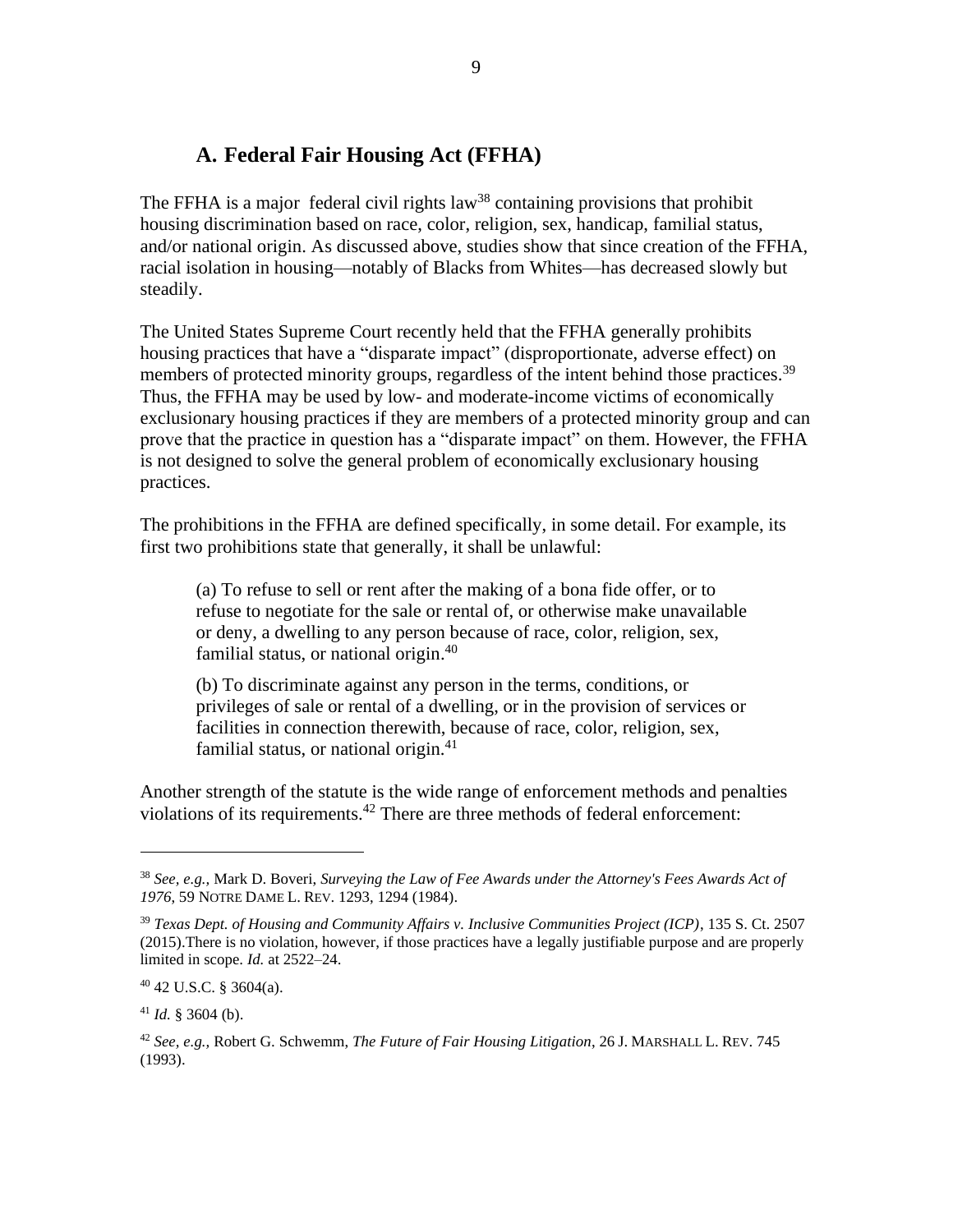## A. Federal Fair Housing Act (FFHA)

The FFHA is a major federal civil rights law[38] containing provisions that prohibit housing discrimination based on race, color, religion, sex, handicap, familial status, and/or national origin. As discussed above, studies show that since creation of the FFHA, racial isolation in housing—notably of Blacks from Whites—has decreased slowly but steadily.

The United States Supreme Court recently held that the FFHA generally prohibits housing practices that have a "disparate impact" (disproportionate, adverse effect) on members of protected minority groups, regardless of the intent behind those practices.[39] Thus, the FFHA may be used by low- and moderate-income victims of economically exclusionary housing practices if they are members of a protected minority group and can prove that the practice in question has a "disparate impact" on them. However, the FFHA is not designed to solve the general problem of economically exclusionary housing practices.

The prohibitions in the FFHA are defined specifically, in some detail. For example, its first two prohibitions state that generally, it shall be unlawful:

> (a) To refuse to sell or rent after the making of a bona fide offer, or to refuse to negotiate for the sale or rental of, or otherwise make unavailable or deny, a dwelling to any person because of race, color, religion, sex, familial status, or national origin.[40]
>
> (b) To discriminate against any person in the terms, conditions, or privileges of sale or rental of a dwelling, or in the provision of services or facilities in connection therewith, because of race, color, religion, sex, familial status, or national origin.[41]

Another strength of the statute is the wide range of enforcement methods and penalties violations of its requirements.[42] There are three methods of federal enforcement:

---

[38] *See, e.g.,* Mark D. Boveri, *Surveying the Law of Fee Awards under the Attorney's Fees Awards Act of 1976*, 59 NOTRE DAME L. REV. 1293, 1294 (1984).

[39] *Texas Dept. of Housing and Community Affairs v. Inclusive Communities Project (ICP)*, 135 S. Ct. 2507 (2015).There is no violation, however, if those practices have a legally justifiable purpose and are properly limited in scope. *Id.* at 2522–24.

[40] 42 U.S.C. § 3604(a).

[41] *Id.* § 3604 (b).

[42] *See, e.g.,* Robert G. Schwemm, *The Future of Fair Housing Litigation*, 26 J. MARSHALL L. REV. 745 (1993).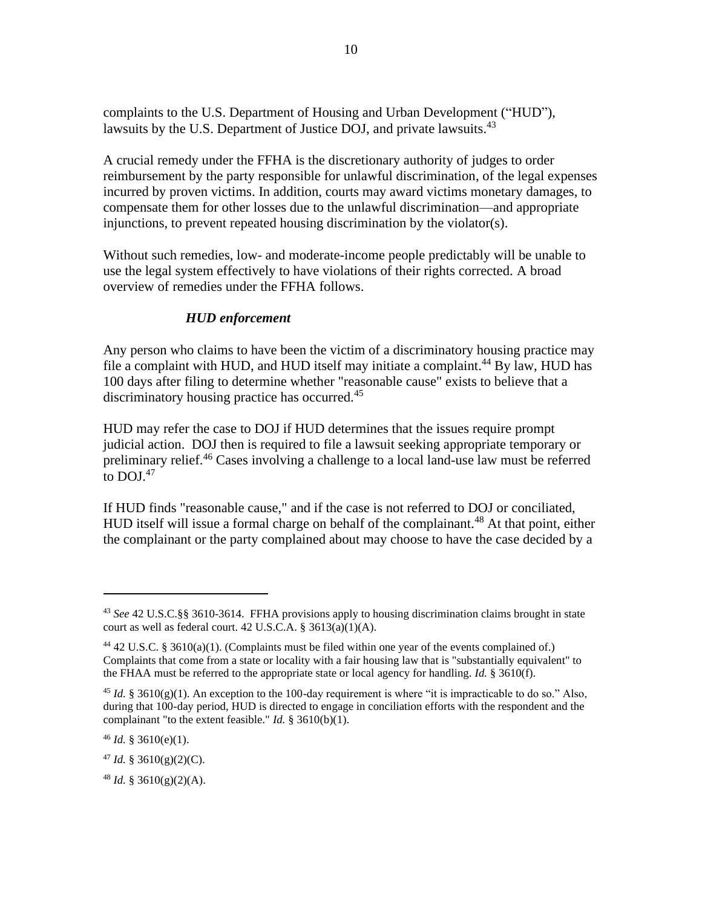complaints to the U.S. Department of Housing and Urban Development ("HUD"), lawsuits by the U.S. Department of Justice DOJ, and private lawsuits.[43]

A crucial remedy under the FFHA is the discretionary authority of judges to order reimbursement by the party responsible for unlawful discrimination, of the legal expenses incurred by proven victims. In addition, courts may award victims monetary damages, to compensate them for other losses due to the unlawful discrimination—and appropriate injunctions, to prevent repeated housing discrimination by the violator(s).

Without such remedies, low- and moderate-income people predictably will be unable to use the legal system effectively to have violations of their rights corrected. A broad overview of remedies under the FFHA follows.

***HUD enforcement***

Any person who claims to have been the victim of a discriminatory housing practice may file a complaint with HUD, and HUD itself may initiate a complaint.[44] By law, HUD has 100 days after filing to determine whether "reasonable cause" exists to believe that a discriminatory housing practice has occurred.[45]

HUD may refer the case to DOJ if HUD determines that the issues require prompt judicial action. DOJ then is required to file a lawsuit seeking appropriate temporary or preliminary relief.[46] Cases involving a challenge to a local land-use law must be referred to DOJ.[47]

If HUD finds "reasonable cause," and if the case is not referred to DOJ or conciliated, HUD itself will issue a formal charge on behalf of the complainant.[48] At that point, either the complainant or the party complained about may choose to have the case decided by a

---

[43] *See* 42 U.S.C.§§ 3610-3614. FFHA provisions apply to housing discrimination claims brought in state court as well as federal court. 42 U.S.C.A. § 3613(a)(1)(A).

[44] 42 U.S.C. § 3610(a)(1). (Complaints must be filed within one year of the events complained of.) Complaints that come from a state or locality with a fair housing law that is "substantially equivalent" to the FHAA must be referred to the appropriate state or local agency for handling. *Id.* § 3610(f).

[45] *Id.* § 3610(g)(1). An exception to the 100-day requirement is where "it is impracticable to do so." Also, during that 100-day period, HUD is directed to engage in conciliation efforts with the respondent and the complainant "to the extent feasible." *Id.* § 3610(b)(1).

[46] *Id.* § 3610(e)(1).

[47] *Id.* § 3610(g)(2)(C).

[48] *Id.* § 3610(g)(2)(A).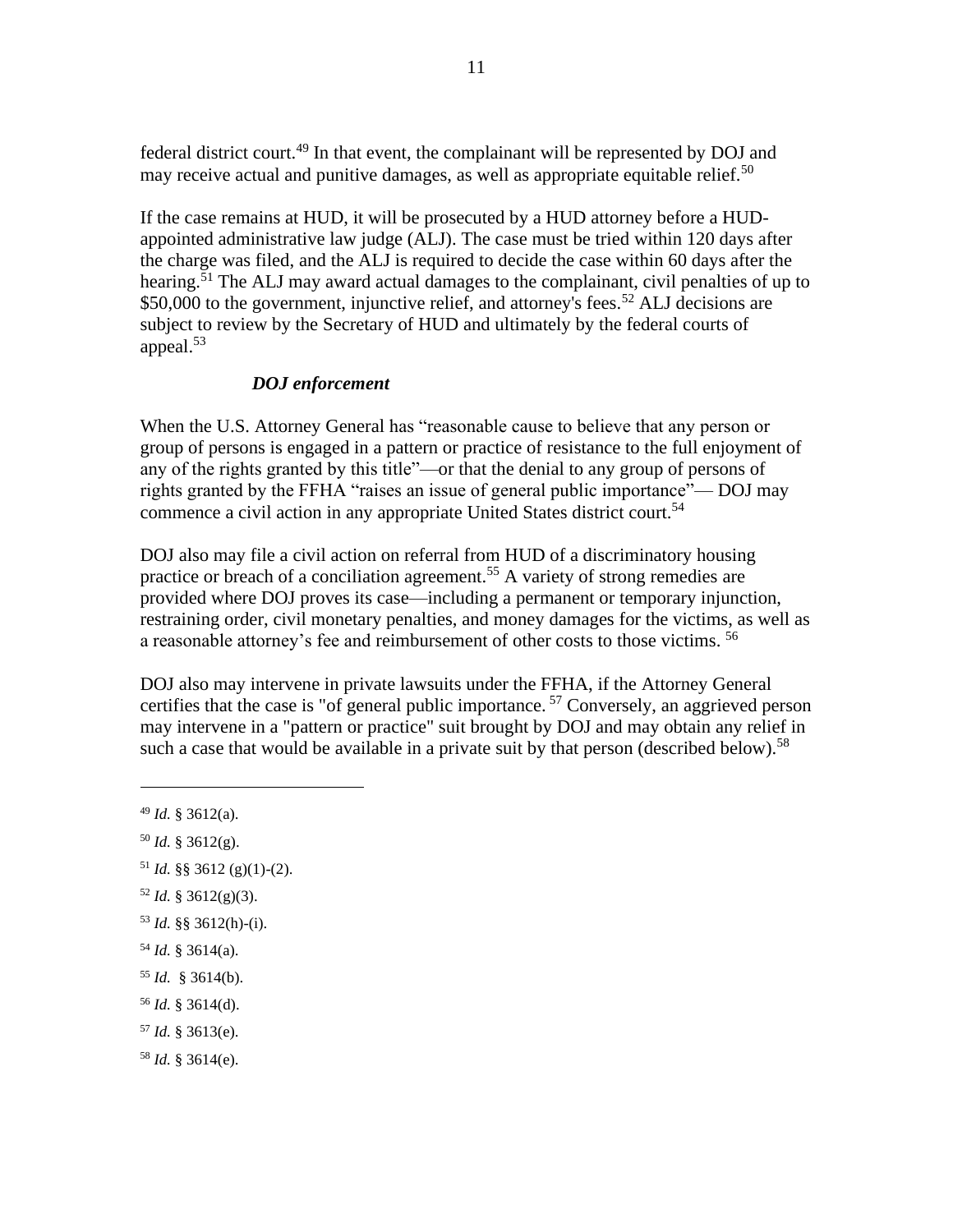federal district court.[49] In that event, the complainant will be represented by DOJ and may receive actual and punitive damages, as well as appropriate equitable relief.[50]

If the case remains at HUD, it will be prosecuted by a HUD attorney before a HUD-appointed administrative law judge (ALJ). The case must be tried within 120 days after the charge was filed, and the ALJ is required to decide the case within 60 days after the hearing.[51] The ALJ may award actual damages to the complainant, civil penalties of up to $50,000 to the government, injunctive relief, and attorney's fees.[52] ALJ decisions are subject to review by the Secretary of HUD and ultimately by the federal courts of appeal.[53]

***DOJ enforcement***

When the U.S. Attorney General has "reasonable cause to believe that any person or group of persons is engaged in a pattern or practice of resistance to the full enjoyment of any of the rights granted by this title"—or that the denial to any group of persons of rights granted by the FFHA "raises an issue of general public importance"— DOJ may commence a civil action in any appropriate United States district court.[54]

DOJ also may file a civil action on referral from HUD of a discriminatory housing practice or breach of a conciliation agreement.[55] A variety of strong remedies are provided where DOJ proves its case—including a permanent or temporary injunction, restraining order, civil monetary penalties, and money damages for the victims, as well as a reasonable attorney's fee and reimbursement of other costs to those victims. [56]

DOJ also may intervene in private lawsuits under the FFHA, if the Attorney General certifies that the case is "of general public importance. [57] Conversely, an aggrieved person may intervene in a "pattern or practice" suit brought by DOJ and may obtain any relief in such a case that would be available in a private suit by that person (described below).[58]

---

[49] *Id.* § 3612(a).

[50] *Id.* § 3612(g).

[51] *Id.* §§ 3612 (g)(1)-(2).

[52] *Id.* § 3612(g)(3).

[53] *Id.* §§ 3612(h)-(i).

[54] *Id.* § 3614(a).

[55] *Id.* § 3614(b).

[56] *Id.* § 3614(d).

[57] *Id.* § 3613(e).

[58] *Id.* § 3614(e).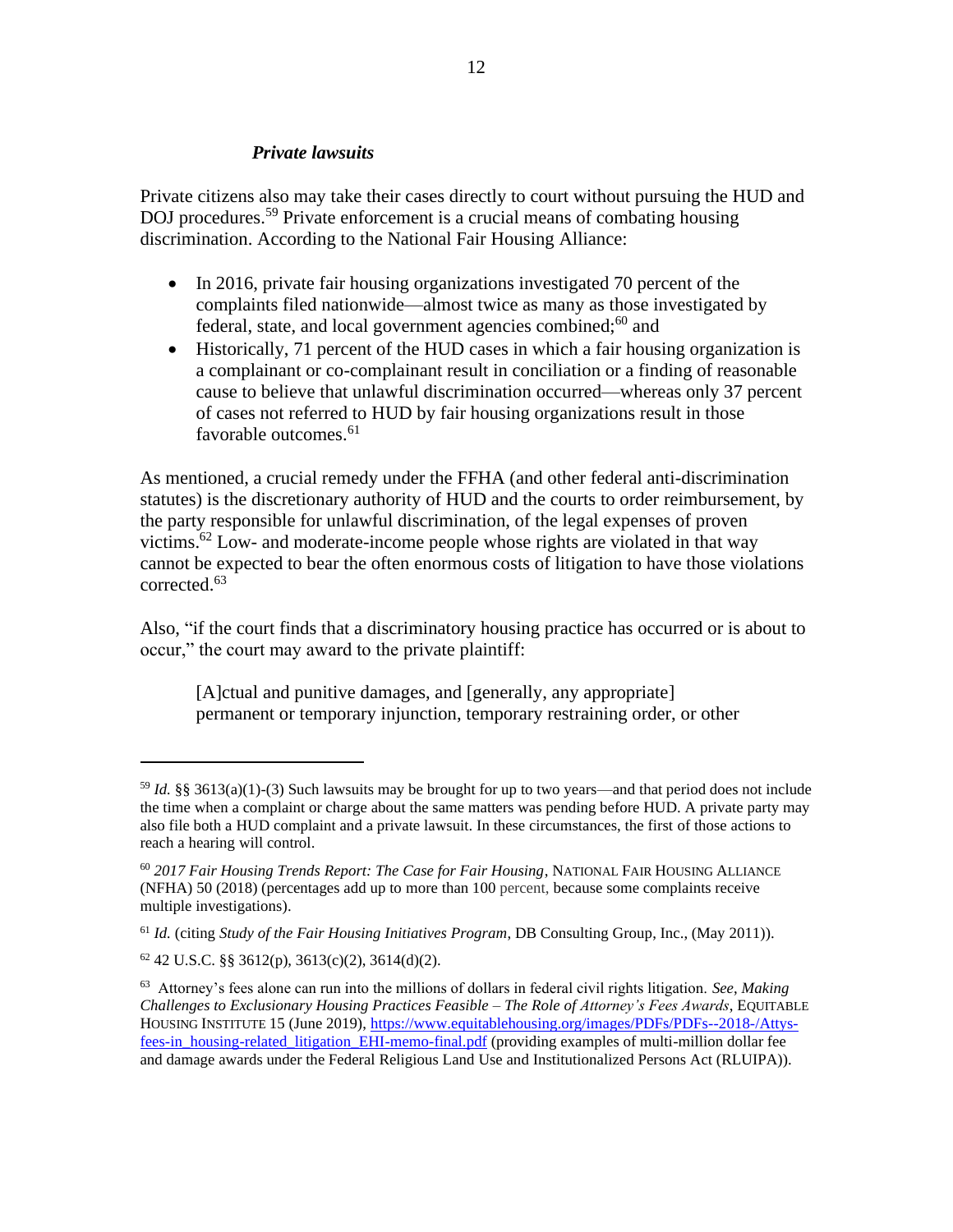### *Private lawsuits*

Private citizens also may take their cases directly to court without pursuing the HUD and DOJ procedures.[59] Private enforcement is a crucial means of combating housing discrimination. According to the National Fair Housing Alliance:

- In 2016, private fair housing organizations investigated 70 percent of the complaints filed nationwide—almost twice as many as those investigated by federal, state, and local government agencies combined;[60] and
- Historically, 71 percent of the HUD cases in which a fair housing organization is a complainant or co-complainant result in conciliation or a finding of reasonable cause to believe that unlawful discrimination occurred—whereas only 37 percent of cases not referred to HUD by fair housing organizations result in those favorable outcomes.[61]

As mentioned, a crucial remedy under the FFHA (and other federal anti-discrimination statutes) is the discretionary authority of HUD and the courts to order reimbursement, by the party responsible for unlawful discrimination, of the legal expenses of proven victims.[62] Low- and moderate-income people whose rights are violated in that way cannot be expected to bear the often enormous costs of litigation to have those violations corrected.[63]

Also, "if the court finds that a discriminatory housing practice has occurred or is about to occur," the court may award to the private plaintiff:

> [A]ctual and punitive damages, and [generally, any appropriate] permanent or temporary injunction, temporary restraining order, or other

---

[59] *Id.* §§ 3613(a)(1)-(3) Such lawsuits may be brought for up to two years—and that period does not include the time when a complaint or charge about the same matters was pending before HUD. A private party may also file both a HUD complaint and a private lawsuit. In these circumstances, the first of those actions to reach a hearing will control.

[60] *2017 Fair Housing Trends Report: The Case for Fair Housing*, NATIONAL FAIR HOUSING ALLIANCE (NFHA) 50 (2018) (percentages add up to more than 100 percent, because some complaints receive multiple investigations).

[61] *Id.* (citing *Study of the Fair Housing Initiatives Program*, DB Consulting Group, Inc., (May 2011)).

[62] 42 U.S.C. §§ 3612(p), 3613(c)(2), 3614(d)(2).

[63] Attorney's fees alone can run into the millions of dollars in federal civil rights litigation. *See*, *Making Challenges to Exclusionary Housing Practices Feasible – The Role of Attorney's Fees Awards*, EQUITABLE HOUSING INSTITUTE 15 (June 2019), https://www.equitablehousing.org/images/PDFs/PDFs--2018-/Attys-fees-in_housing-related_litigation_EHI-memo-final.pdf (providing examples of multi-million dollar fee and damage awards under the Federal Religious Land Use and Institutionalized Persons Act (RLUIPA)).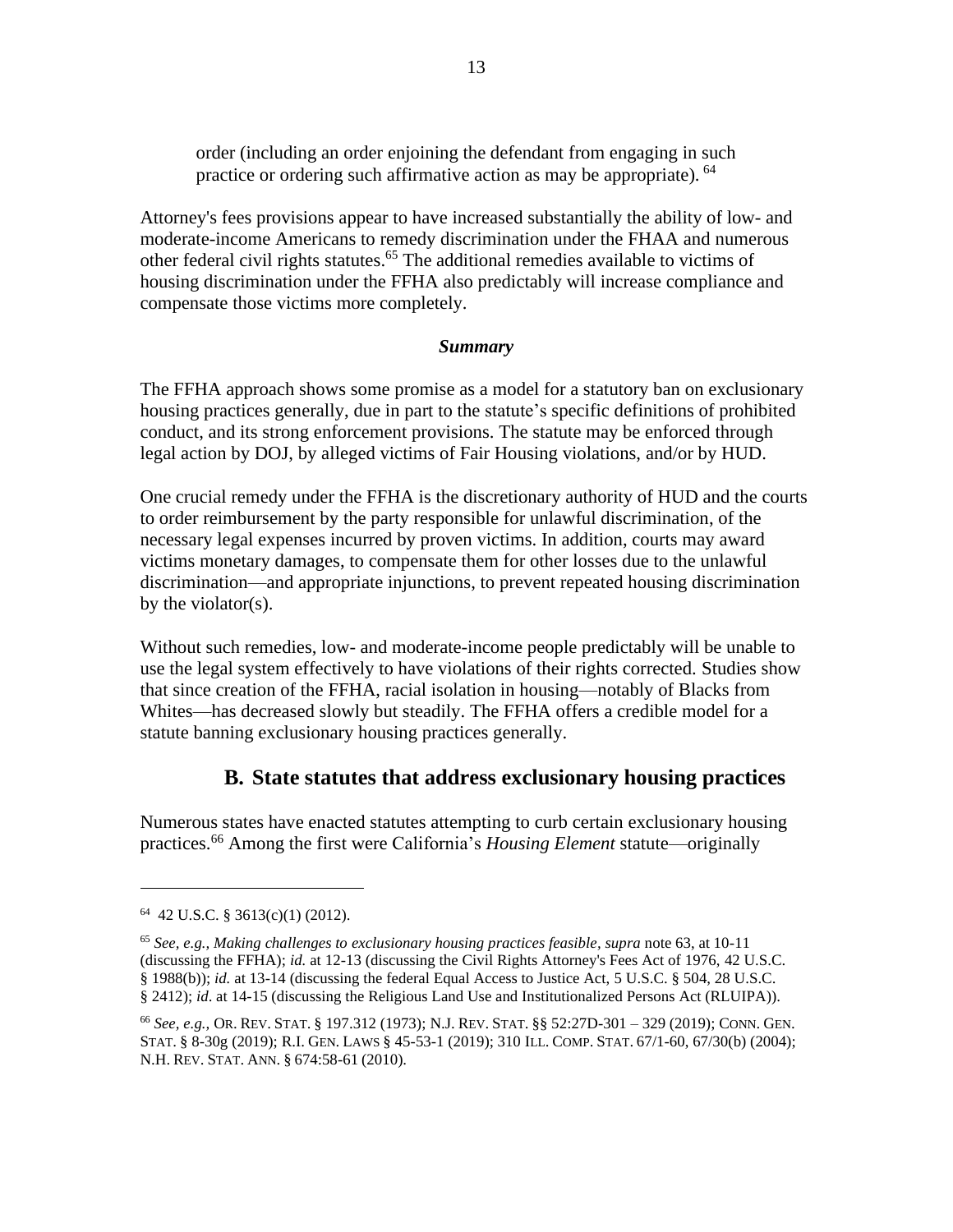> order (including an order enjoining the defendant from engaging in such practice or ordering such affirmative action as may be appropriate). [64]

Attorney's fees provisions appear to have increased substantially the ability of low- and moderate-income Americans to remedy discrimination under the FHAA and numerous other federal civil rights statutes.[65] The additional remedies available to victims of housing discrimination under the FFHA also predictably will increase compliance and compensate those victims more completely.

***Summary***

The FFHA approach shows some promise as a model for a statutory ban on exclusionary housing practices generally, due in part to the statute's specific definitions of prohibited conduct, and its strong enforcement provisions. The statute may be enforced through legal action by DOJ, by alleged victims of Fair Housing violations, and/or by HUD.

One crucial remedy under the FFHA is the discretionary authority of HUD and the courts to order reimbursement by the party responsible for unlawful discrimination, of the necessary legal expenses incurred by proven victims. In addition, courts may award victims monetary damages, to compensate them for other losses due to the unlawful discrimination—and appropriate injunctions, to prevent repeated housing discrimination by the violator(s).

Without such remedies, low- and moderate-income people predictably will be unable to use the legal system effectively to have violations of their rights corrected. Studies show that since creation of the FFHA, racial isolation in housing—notably of Blacks from Whites—has decreased slowly but steadily. The FFHA offers a credible model for a statute banning exclusionary housing practices generally.

## B. State statutes that address exclusionary housing practices

Numerous states have enacted statutes attempting to curb certain exclusionary housing practices.[66] Among the first were California's *Housing Element* statute—originally

---

[64] 42 U.S.C. § 3613(c)(1) (2012).

[65] *See, e.g., Making challenges to exclusionary housing practices feasible*, *supra* note 63, at 10-11 (discussing the FFHA); *id.* at 12-13 (discussing the Civil Rights Attorney's Fees Act of 1976, 42 U.S.C. § 1988(b)); *id.* at 13-14 (discussing the federal Equal Access to Justice Act, 5 U.S.C. § 504, 28 U.S.C. § 2412); *id*. at 14-15 (discussing the Religious Land Use and Institutionalized Persons Act (RLUIPA)).

[66] *See, e.g.,* OR. REV. STAT. § 197.312 (1973); N.J. REV. STAT. §§ 52:27D-301 – 329 (2019); CONN. GEN. STAT. § 8-30g (2019); R.I. GEN. LAWS § 45-53-1 (2019); 310 ILL. COMP. STAT. 67/1-60, 67/30(b) (2004); N.H. REV. STAT. ANN. § 674:58-61 (2010).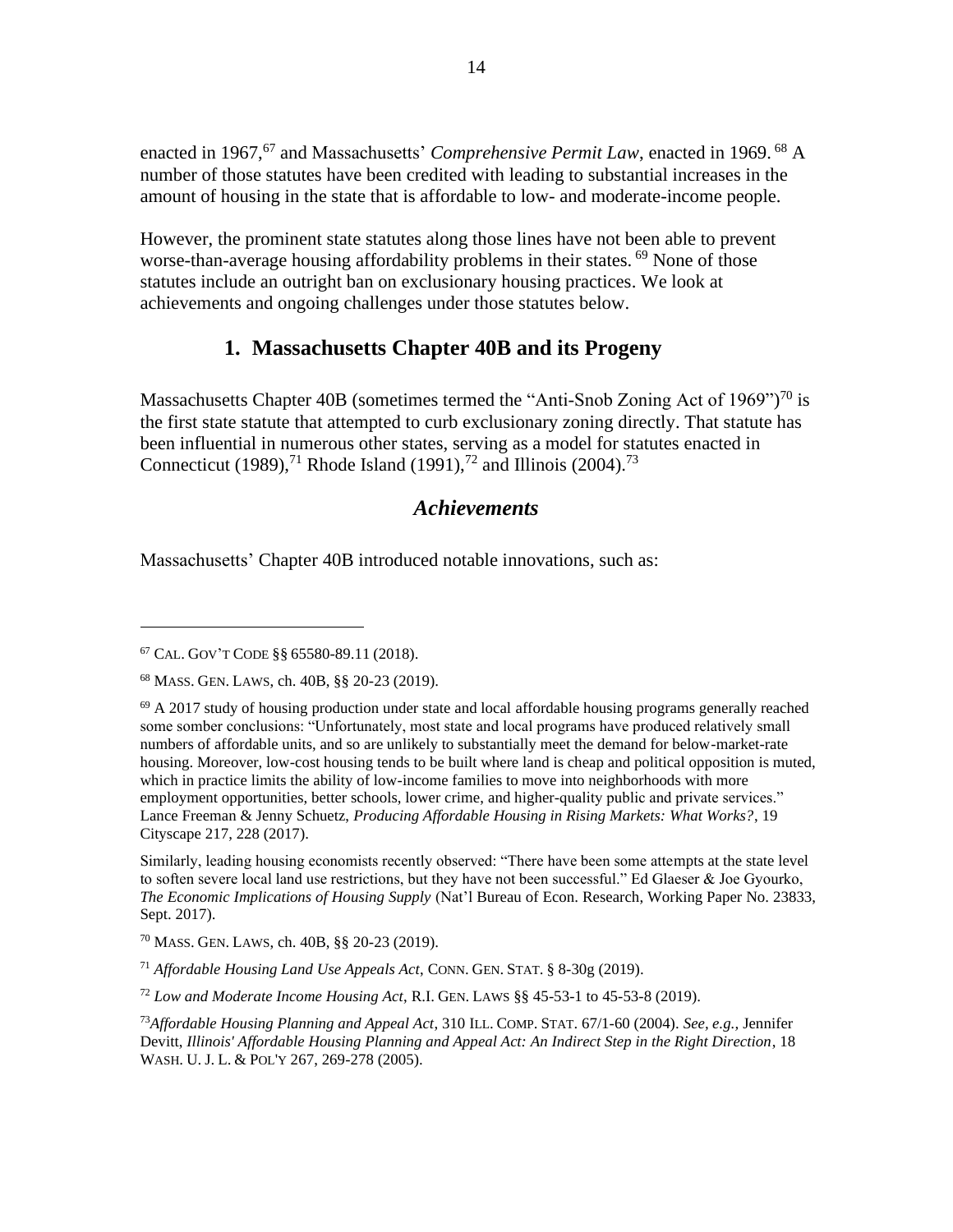enacted in 1967,[67] and Massachusetts' *Comprehensive Permit Law*, enacted in 1969.[68] A number of those statutes have been credited with leading to substantial increases in the amount of housing in the state that is affordable to low- and moderate-income people.

However, the prominent state statutes along those lines have not been able to prevent worse-than-average housing affordability problems in their states.[69] None of those statutes include an outright ban on exclusionary housing practices. We look at achievements and ongoing challenges under those statutes below.

## 1. Massachusetts Chapter 40B and its Progeny

Massachusetts Chapter 40B (sometimes termed the "Anti-Snob Zoning Act of 1969")[70] is the first state statute that attempted to curb exclusionary zoning directly. That statute has been influential in numerous other states, serving as a model for statutes enacted in Connecticut (1989),[71] Rhode Island (1991),[72] and Illinois (2004).[73]

### *Achievements*

Massachusetts' Chapter 40B introduced notable innovations, such as:

---

[67] CAL. GOV'T CODE §§ 65580-89.11 (2018).

[68] MASS. GEN. LAWS, ch. 40B, §§ 20-23 (2019).

[69] A 2017 study of housing production under state and local affordable housing programs generally reached some somber conclusions: "Unfortunately, most state and local programs have produced relatively small numbers of affordable units, and so are unlikely to substantially meet the demand for below-market-rate housing. Moreover, low-cost housing tends to be built where land is cheap and political opposition is muted, which in practice limits the ability of low-income families to move into neighborhoods with more employment opportunities, better schools, lower crime, and higher-quality public and private services." Lance Freeman & Jenny Schuetz, *Producing Affordable Housing in Rising Markets: What Works?*, 19 Cityscape 217, 228 (2017).

Similarly, leading housing economists recently observed: "There have been some attempts at the state level to soften severe local land use restrictions, but they have not been successful." Ed Glaeser & Joe Gyourko, *The Economic Implications of Housing Supply* (Nat'l Bureau of Econ. Research, Working Paper No. 23833, Sept. 2017).

[70] MASS. GEN. LAWS, ch. 40B, §§ 20-23 (2019).

[71] *Affordable Housing Land Use Appeals Act*, CONN. GEN. STAT. § 8-30g (2019).

[72] *Low and Moderate Income Housing Act*, R.I. GEN. LAWS §§ 45-53-1 to 45-53-8 (2019).

[73] *Affordable Housing Planning and Appeal Act*, 310 ILL. COMP. STAT. 67/1-60 (2004). *See, e.g.*, Jennifer Devitt, *Illinois' Affordable Housing Planning and Appeal Act: An Indirect Step in the Right Direction*, 18 WASH. U. J. L. & POL'Y 267, 269-278 (2005).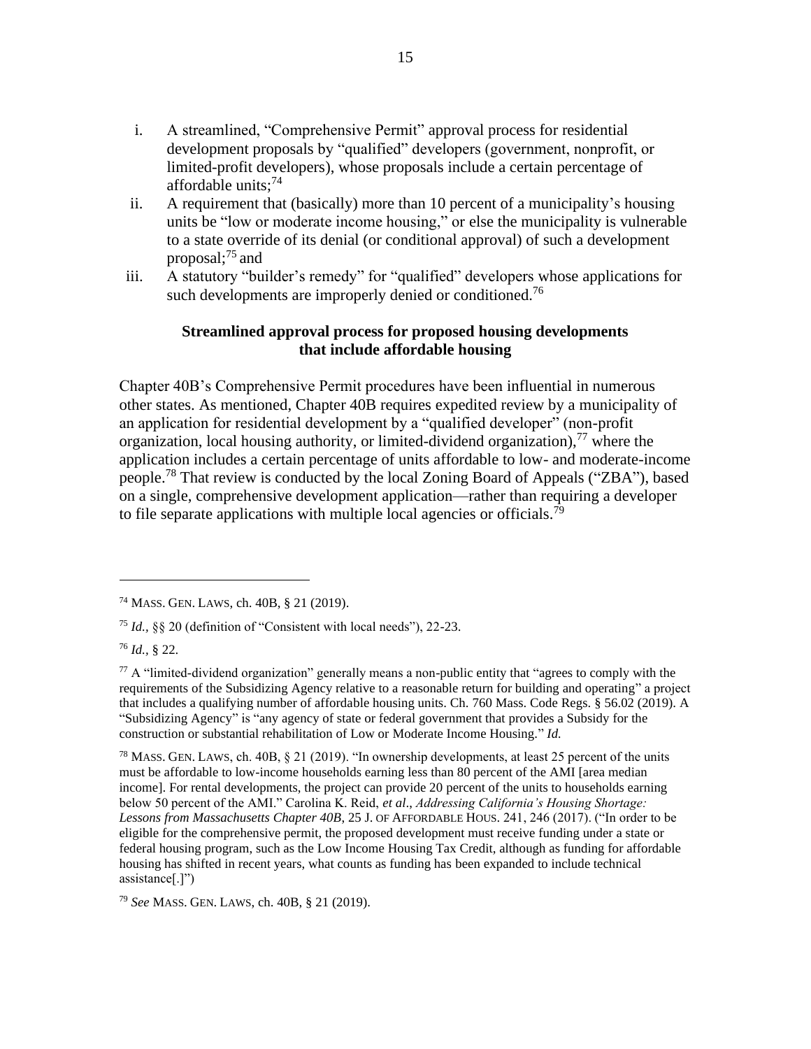i. A streamlined, "Comprehensive Permit" approval process for residential development proposals by "qualified" developers (government, nonprofit, or limited-profit developers), whose proposals include a certain percentage of affordable units;[74]

ii. A requirement that (basically) more than 10 percent of a municipality's housing units be "low or moderate income housing," or else the municipality is vulnerable to a state override of its denial (or conditional approval) of such a development proposal;[75] and

iii. A statutory "builder's remedy" for "qualified" developers whose applications for such developments are improperly denied or conditioned.[76]

**Streamlined approval process for proposed housing developments that include affordable housing**

Chapter 40B's Comprehensive Permit procedures have been influential in numerous other states. As mentioned, Chapter 40B requires expedited review by a municipality of an application for residential development by a "qualified developer" (non-profit organization, local housing authority, or limited-dividend organization),[77] where the application includes a certain percentage of units affordable to low- and moderate-income people.[78] That review is conducted by the local Zoning Board of Appeals ("ZBA"), based on a single, comprehensive development application—rather than requiring a developer to file separate applications with multiple local agencies or officials.[79]

---

[74] MASS. GEN. LAWS, ch. 40B, § 21 (2019).

[75] *Id.*, §§ 20 (definition of "Consistent with local needs"), 22-23.

[76] *Id.*, § 22.

[77] A "limited-dividend organization" generally means a non-public entity that "agrees to comply with the requirements of the Subsidizing Agency relative to a reasonable return for building and operating" a project that includes a qualifying number of affordable housing units. Ch. 760 Mass. Code Regs. § 56.02 (2019). A "Subsidizing Agency" is "any agency of state or federal government that provides a Subsidy for the construction or substantial rehabilitation of Low or Moderate Income Housing." *Id.*

[78] MASS. GEN. LAWS, ch. 40B, § 21 (2019). "In ownership developments, at least 25 percent of the units must be affordable to low-income households earning less than 80 percent of the AMI [area median income]. For rental developments, the project can provide 20 percent of the units to households earning below 50 percent of the AMI." Carolina K. Reid, *et al*., *Addressing California's Housing Shortage: Lessons from Massachusetts Chapter 40B*, 25 J. OF AFFORDABLE HOUS. 241, 246 (2017). ("In order to be eligible for the comprehensive permit, the proposed development must receive funding under a state or federal housing program, such as the Low Income Housing Tax Credit, although as funding for affordable housing has shifted in recent years, what counts as funding has been expanded to include technical assistance[.]")

[79] *See* MASS. GEN. LAWS, ch. 40B, § 21 (2019).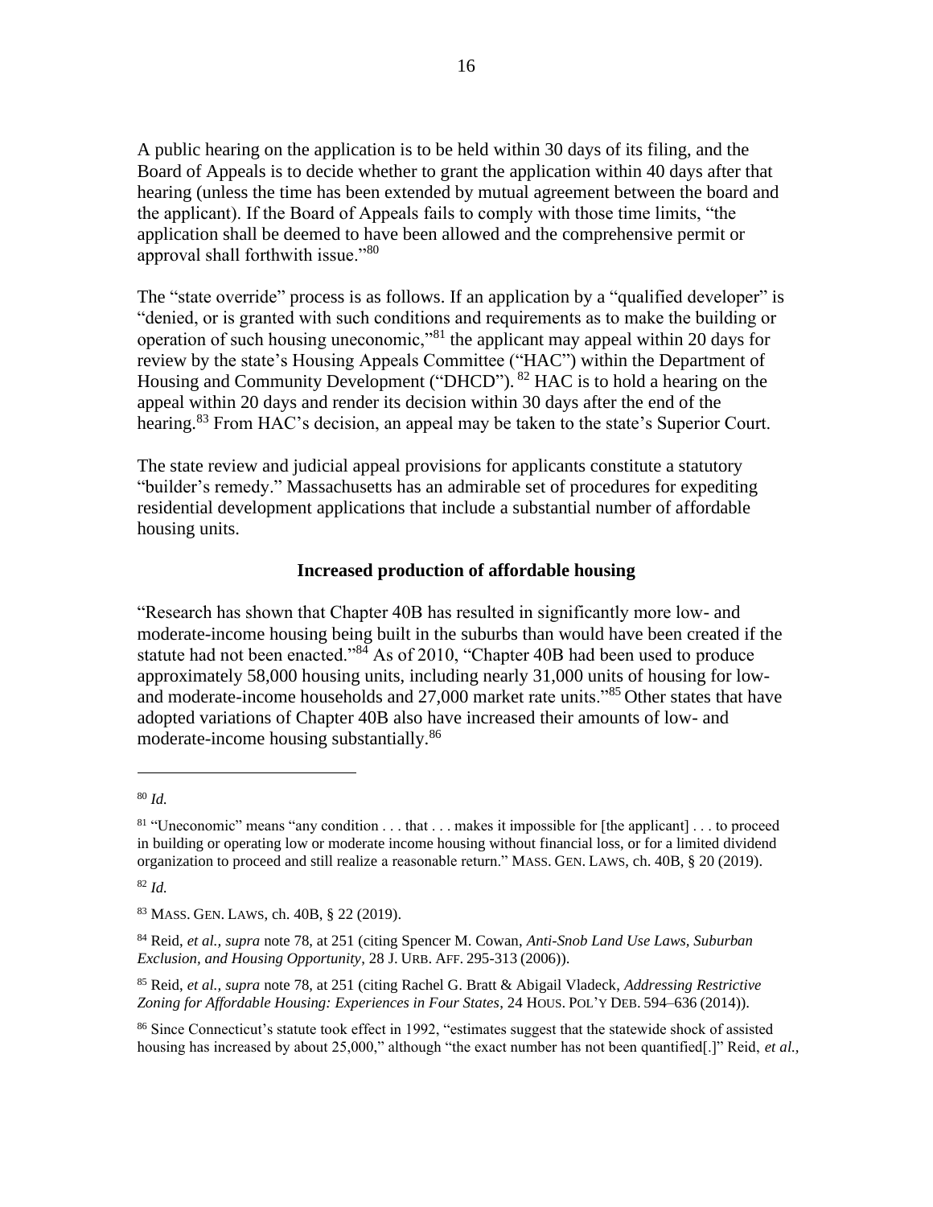A public hearing on the application is to be held within 30 days of its filing, and the Board of Appeals is to decide whether to grant the application within 40 days after that hearing (unless the time has been extended by mutual agreement between the board and the applicant). If the Board of Appeals fails to comply with those time limits, "the application shall be deemed to have been allowed and the comprehensive permit or approval shall forthwith issue."[80]

The "state override" process is as follows. If an application by a "qualified developer" is "denied, or is granted with such conditions and requirements as to make the building or operation of such housing uneconomic,"[81] the applicant may appeal within 20 days for review by the state's Housing Appeals Committee ("HAC") within the Department of Housing and Community Development ("DHCD"). [82] HAC is to hold a hearing on the appeal within 20 days and render its decision within 30 days after the end of the hearing.[83] From HAC's decision, an appeal may be taken to the state's Superior Court.

The state review and judicial appeal provisions for applicants constitute a statutory "builder's remedy." Massachusetts has an admirable set of procedures for expediting residential development applications that include a substantial number of affordable housing units.

### Increased production of affordable housing

"Research has shown that Chapter 40B has resulted in significantly more low- and moderate-income housing being built in the suburbs than would have been created if the statute had not been enacted."[84] As of 2010, "Chapter 40B had been used to produce approximately 58,000 housing units, including nearly 31,000 units of housing for low- and moderate-income households and 27,000 market rate units."[85] Other states that have adopted variations of Chapter 40B also have increased their amounts of low- and moderate-income housing substantially.[86]

---

[80] *Id.*

[81] "Uneconomic" means "any condition . . . that . . . makes it impossible for [the applicant] . . . to proceed in building or operating low or moderate income housing without financial loss, or for a limited dividend organization to proceed and still realize a reasonable return." MASS. GEN. LAWS, ch. 40B, § 20 (2019).

[82] *Id.*

[83] MASS. GEN. LAWS, ch. 40B, § 22 (2019).

[84] Reid, *et al., supra* note 78, at 251 (citing Spencer M. Cowan, *Anti-Snob Land Use Laws, Suburban Exclusion, and Housing Opportunity*, 28 J. URB. AFF. 295-313 (2006)).

[85] Reid, *et al., supra* note 78, at 251 (citing Rachel G. Bratt & Abigail Vladeck, *Addressing Restrictive Zoning for Affordable Housing: Experiences in Four States*, 24 HOUS. POL'Y DEB. 594–636 (2014)).

[86] Since Connecticut's statute took effect in 1992, "estimates suggest that the statewide shock of assisted housing has increased by about 25,000," although "the exact number has not been quantified[.]" Reid, *et al.,*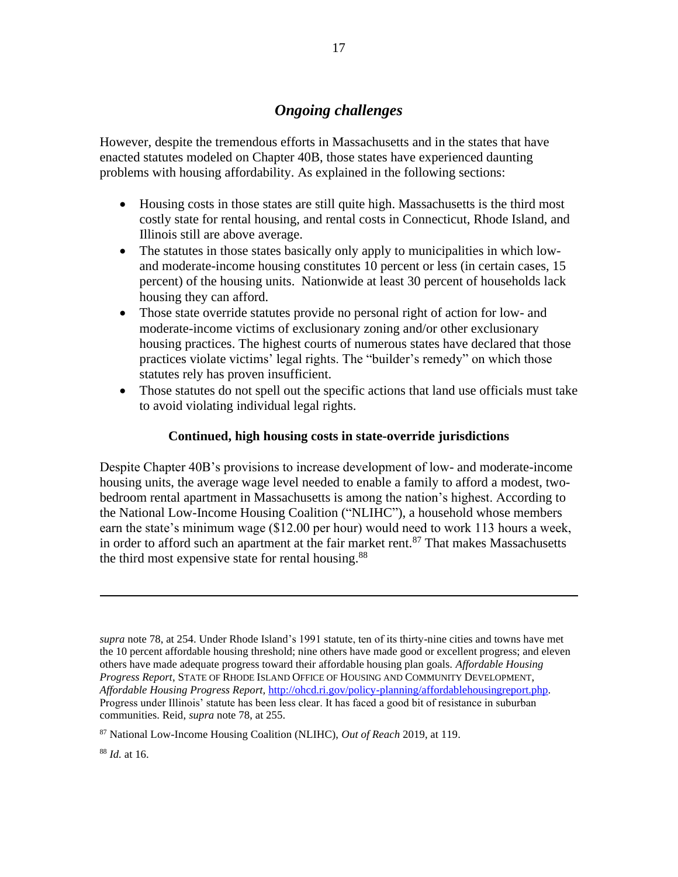## *Ongoing challenges*

However, despite the tremendous efforts in Massachusetts and in the states that have enacted statutes modeled on Chapter 40B, those states have experienced daunting problems with housing affordability. As explained in the following sections:

- Housing costs in those states are still quite high. Massachusetts is the third most costly state for rental housing, and rental costs in Connecticut, Rhode Island, and Illinois still are above average.
- The statutes in those states basically only apply to municipalities in which low- and moderate-income housing constitutes 10 percent or less (in certain cases, 15 percent) of the housing units. Nationwide at least 30 percent of households lack housing they can afford.
- Those state override statutes provide no personal right of action for low- and moderate-income victims of exclusionary zoning and/or other exclusionary housing practices. The highest courts of numerous states have declared that those practices violate victims' legal rights. The "builder's remedy" on which those statutes rely has proven insufficient.
- Those statutes do not spell out the specific actions that land use officials must take to avoid violating individual legal rights.

### Continued, high housing costs in state-override jurisdictions

Despite Chapter 40B's provisions to increase development of low- and moderate-income housing units, the average wage level needed to enable a family to afford a modest, two-bedroom rental apartment in Massachusetts is among the nation's highest. According to the National Low-Income Housing Coalition ("NLIHC"), a household whose members earn the state's minimum wage ($12.00 per hour) would need to work 113 hours a week, in order to afford such an apartment at the fair market rent.[87] That makes Massachusetts the third most expensive state for rental housing.[88]

---

*supra* note 78, at 254. Under Rhode Island's 1991 statute, ten of its thirty-nine cities and towns have met the 10 percent affordable housing threshold; nine others have made good or excellent progress; and eleven others have made adequate progress toward their affordable housing plan goals. *Affordable Housing Progress Report*, STATE OF RHODE ISLAND OFFICE OF HOUSING AND COMMUNITY DEVELOPMENT, *Affordable Housing Progress Report,* http://ohcd.ri.gov/policy-planning/affordablehousingreport.php. Progress under Illinois' statute has been less clear. It has faced a good bit of resistance in suburban communities. Reid, *supra* note 78, at 255.

[87] National Low-Income Housing Coalition (NLIHC), *Out of Reach* 2019, at 119.

[88] *Id.* at 16.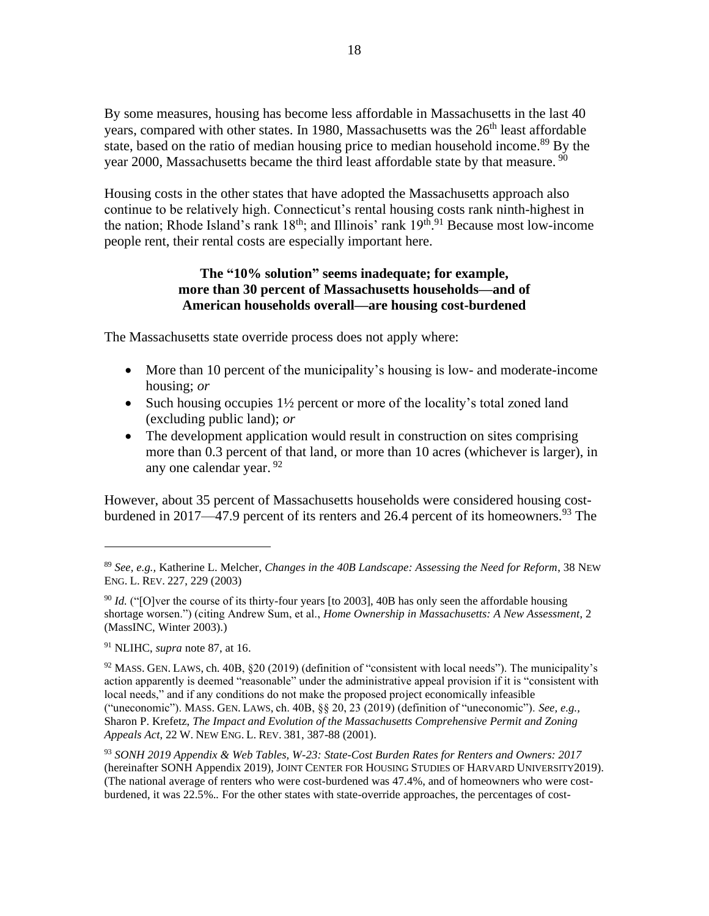By some measures, housing has become less affordable in Massachusetts in the last 40 years, compared with other states. In 1980, Massachusetts was the 26th least affordable state, based on the ratio of median housing price to median household income.[89] By the year 2000, Massachusetts became the third least affordable state by that measure. [90]

Housing costs in the other states that have adopted the Massachusetts approach also continue to be relatively high. Connecticut's rental housing costs rank ninth-highest in the nation; Rhode Island's rank 18th; and Illinois' rank 19th.[91] Because most low-income people rent, their rental costs are especially important here.

**The "10% solution" seems inadequate; for example, more than 30 percent of Massachusetts households—and of American households overall—are housing cost-burdened**

The Massachusetts state override process does not apply where:

- More than 10 percent of the municipality's housing is low- and moderate-income housing; *or*
- Such housing occupies 1½ percent or more of the locality's total zoned land (excluding public land); *or*
- The development application would result in construction on sites comprising more than 0.3 percent of that land, or more than 10 acres (whichever is larger), in any one calendar year. [92]

However, about 35 percent of Massachusetts households were considered housing cost-burdened in 2017—47.9 percent of its renters and 26.4 percent of its homeowners.[93] The

---

[89] *See, e.g.,* Katherine L. Melcher, *Changes in the 40B Landscape: Assessing the Need for Reform*, 38 NEW ENG. L. REV. 227, 229 (2003)

[90] *Id.* ("[O]ver the course of its thirty-four years [to 2003], 40B has only seen the affordable housing shortage worsen.") (citing Andrew Sum, et al., *Home Ownership in Massachusetts: A New Assessment*, 2 (MassINC, Winter 2003).)

[91] NLIHC, *supra* note 87, at 16.

[92] MASS. GEN. LAWS, ch. 40B, §20 (2019) (definition of "consistent with local needs"). The municipality's action apparently is deemed "reasonable" under the administrative appeal provision if it is "consistent with local needs," and if any conditions do not make the proposed project economically infeasible ("uneconomic"). MASS. GEN. LAWS, ch. 40B, §§ 20, 23 (2019) (definition of "uneconomic"). *See, e.g.,* Sharon P. Krefetz, *The Impact and Evolution of the Massachusetts Comprehensive Permit and Zoning Appeals Act*, 22 W. NEW ENG. L. REV. 381, 387-88 (2001).

[93] *SONH 2019 Appendix & Web Tables, W-23: State-Cost Burden Rates for Renters and Owners: 2017* (hereinafter SONH Appendix 2019), JOINT CENTER FOR HOUSING STUDIES OF HARVARD UNIVERSITY2019). (The national average of renters who were cost-burdened was 47.4%, and of homeowners who were cost-burdened, it was 22.5%.. For the other states with state-override approaches, the percentages of cost-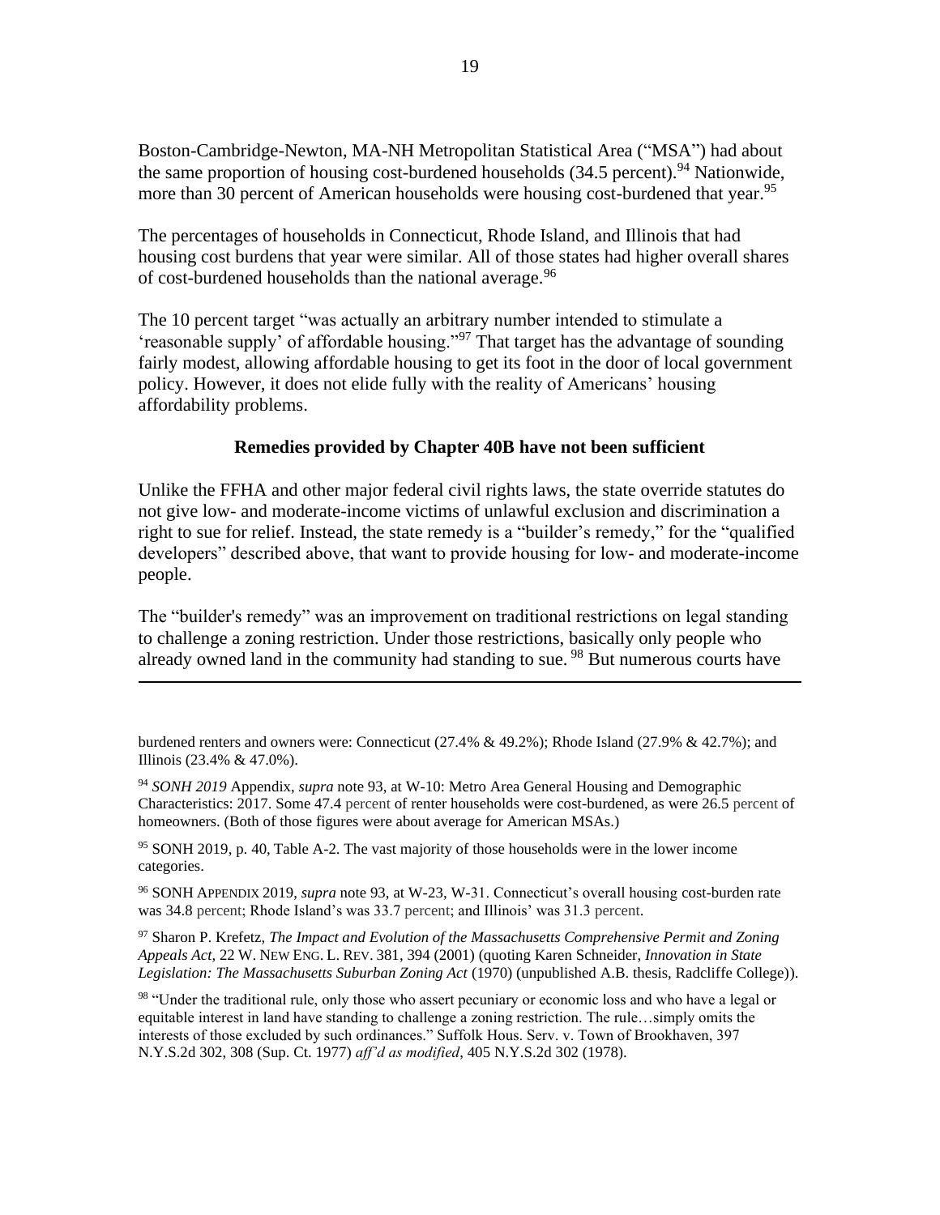Boston-Cambridge-Newton, MA-NH Metropolitan Statistical Area ("MSA") had about the same proportion of housing cost-burdened households (34.5 percent).[94] Nationwide, more than 30 percent of American households were housing cost-burdened that year.[95]

The percentages of households in Connecticut, Rhode Island, and Illinois that had housing cost burdens that year were similar. All of those states had higher overall shares of cost-burdened households than the national average.[96]

The 10 percent target "was actually an arbitrary number intended to stimulate a 'reasonable supply' of affordable housing."[97] That target has the advantage of sounding fairly modest, allowing affordable housing to get its foot in the door of local government policy. However, it does not elide fully with the reality of Americans' housing affordability problems.

**Remedies provided by Chapter 40B have not been sufficient**

Unlike the FFHA and other major federal civil rights laws, the state override statutes do not give low- and moderate-income victims of unlawful exclusion and discrimination a right to sue for relief. Instead, the state remedy is a "builder's remedy," for the "qualified developers" described above, that want to provide housing for low- and moderate-income people.

The "builder's remedy" was an improvement on traditional restrictions on legal standing to challenge a zoning restriction. Under those restrictions, basically only people who already owned land in the community had standing to sue.[98] But numerous courts have

---

burdened renters and owners were: Connecticut (27.4% & 49.2%); Rhode Island (27.9% & 42.7%); and Illinois (23.4% & 47.0%).

[94] *SONH 2019* Appendix, *supra* note 93, at W-10: Metro Area General Housing and Demographic Characteristics: 2017. Some 47.4 percent of renter households were cost-burdened, as were 26.5 percent of homeowners. (Both of those figures were about average for American MSAs.)

[95] SONH 2019, p. 40, Table A-2. The vast majority of those households were in the lower income categories.

[96] SONH APPENDIX 2019, *supra* note 93, at W-23, W-31. Connecticut's overall housing cost-burden rate was 34.8 percent; Rhode Island's was 33.7 percent; and Illinois' was 31.3 percent.

[97] Sharon P. Krefetz, *The Impact and Evolution of the Massachusetts Comprehensive Permit and Zoning Appeals Act*, 22 W. NEW ENG. L. REV. 381, 394 (2001) (quoting Karen Schneider, *Innovation in State Legislation: The Massachusetts Suburban Zoning Act* (1970) (unpublished A.B. thesis, Radcliffe College)).

[98] "Under the traditional rule, only those who assert pecuniary or economic loss and who have a legal or equitable interest in land have standing to challenge a zoning restriction. The rule…simply omits the interests of those excluded by such ordinances." Suffolk Hous. Serv. v. Town of Brookhaven, 397 N.Y.S.2d 302, 308 (Sup. Ct. 1977) *aff'd as modified*, 405 N.Y.S.2d 302 (1978).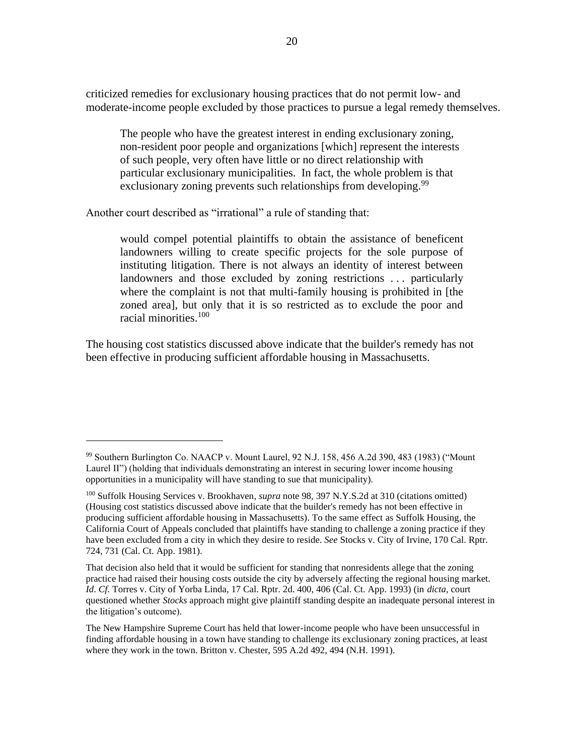criticized remedies for exclusionary housing practices that do not permit low- and moderate-income people excluded by those practices to pursue a legal remedy themselves.

> The people who have the greatest interest in ending exclusionary zoning, non-resident poor people and organizations [which] represent the interests of such people, very often have little or no direct relationship with particular exclusionary municipalities. In fact, the whole problem is that exclusionary zoning prevents such relationships from developing.[99]

Another court described as "irrational" a rule of standing that:

> would compel potential plaintiffs to obtain the assistance of beneficent landowners willing to create specific projects for the sole purpose of instituting litigation. There is not always an identity of interest between landowners and those excluded by zoning restrictions . . . particularly where the complaint is not that multi-family housing is prohibited in [the zoned area], but only that it is so restricted as to exclude the poor and racial minorities.[100]

The housing cost statistics discussed above indicate that the builder's remedy has not been effective in producing sufficient affordable housing in Massachusetts.

---

[99] Southern Burlington Co. NAACP v. Mount Laurel, 92 N.J. 158, 456 A.2d 390, 483 (1983) ("Mount Laurel II") (holding that individuals demonstrating an interest in securing lower income housing opportunities in a municipality will have standing to sue that municipality).

[100] Suffolk Housing Services v. Brookhaven, *supra* note 98, 397 N.Y.S.2d at 310 (citations omitted) (Housing cost statistics discussed above indicate that the builder's remedy has not been effective in producing sufficient affordable housing in Massachusetts). To the same effect as Suffolk Housing, the California Court of Appeals concluded that plaintiffs have standing to challenge a zoning practice if they have been excluded from a city in which they desire to reside. *See* Stocks v. City of Irvine, 170 Cal. Rptr. 724, 731 (Cal. Ct. App. 1981).

That decision also held that it would be sufficient for standing that nonresidents allege that the zoning practice had raised their housing costs outside the city by adversely affecting the regional housing market. *Id*. *Cf.* Torres v. City of Yorba Linda, 17 Cal. Rptr. 2d. 400, 406 (Cal. Ct. App. 1993) (in *dicta*, court questioned whether *Stocks* approach might give plaintiff standing despite an inadequate personal interest in the litigation's outcome).

The New Hampshire Supreme Court has held that lower-income people who have been unsuccessful in finding affordable housing in a town have standing to challenge its exclusionary zoning practices, at least where they work in the town. Britton v. Chester, 595 A.2d 492, 494 (N.H. 1991).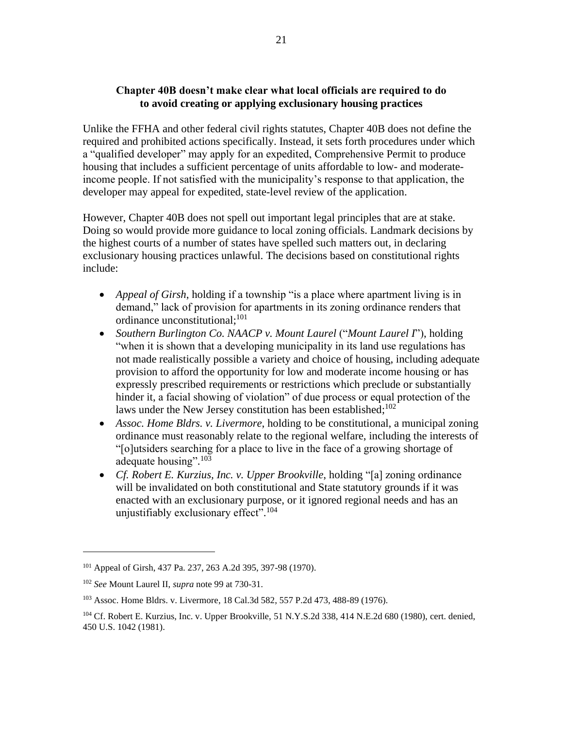## Chapter 40B doesn't make clear what local officials are required to do to avoid creating or applying exclusionary housing practices

Unlike the FFHA and other federal civil rights statutes, Chapter 40B does not define the required and prohibited actions specifically. Instead, it sets forth procedures under which a "qualified developer" may apply for an expedited, Comprehensive Permit to produce housing that includes a sufficient percentage of units affordable to low- and moderate-income people. If not satisfied with the municipality's response to that application, the developer may appeal for expedited, state-level review of the application.

However, Chapter 40B does not spell out important legal principles that are at stake. Doing so would provide more guidance to local zoning officials. Landmark decisions by the highest courts of a number of states have spelled such matters out, in declaring exclusionary housing practices unlawful. The decisions based on constitutional rights include:

- *Appeal of Girsh*, holding if a township "is a place where apartment living is in demand," lack of provision for apartments in its zoning ordinance renders that ordinance unconstitutional;[101]
- *Southern Burlington Co. NAACP v. Mount Laurel* ("*Mount Laurel I*"), holding "when it is shown that a developing municipality in its land use regulations has not made realistically possible a variety and choice of housing, including adequate provision to afford the opportunity for low and moderate income housing or has expressly prescribed requirements or restrictions which preclude or substantially hinder it, a facial showing of violation" of due process or equal protection of the laws under the New Jersey constitution has been established;[102]
- *Assoc. Home Bldrs. v. Livermore*, holding to be constitutional, a municipal zoning ordinance must reasonably relate to the regional welfare, including the interests of "[o]utsiders searching for a place to live in the face of a growing shortage of adequate housing".[103]
- *Cf. Robert E. Kurzius, Inc. v. Upper Brookville*, holding "[a] zoning ordinance will be invalidated on both constitutional and State statutory grounds if it was enacted with an exclusionary purpose, or it ignored regional needs and has an unjustifiably exclusionary effect".[104]

---

[101] Appeal of Girsh, 437 Pa. 237, 263 A.2d 395, 397-98 (1970).

[102] *See* Mount Laurel II, *supra* note 99 at 730-31.

[103] Assoc. Home Bldrs. v. Livermore, 18 Cal.3d 582, 557 P.2d 473, 488-89 (1976).

[104] Cf. Robert E. Kurzius, Inc. v. Upper Brookville, 51 N.Y.S.2d 338, 414 N.E.2d 680 (1980), cert. denied, 450 U.S. 1042 (1981).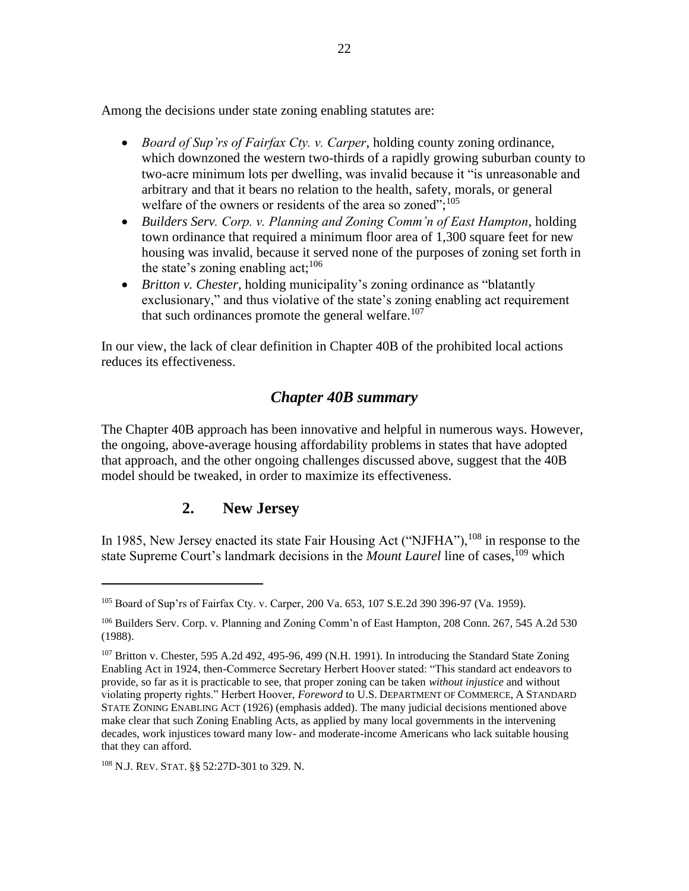Among the decisions under state zoning enabling statutes are:

- *Board of Sup'rs of Fairfax Cty. v. Carper*, holding county zoning ordinance, which downzoned the western two-thirds of a rapidly growing suburban county to two-acre minimum lots per dwelling, was invalid because it "is unreasonable and arbitrary and that it bears no relation to the health, safety, morals, or general welfare of the owners or residents of the area so zoned";[105]
- *Builders Serv. Corp. v. Planning and Zoning Comm'n of East Hampton*, holding town ordinance that required a minimum floor area of 1,300 square feet for new housing was invalid, because it served none of the purposes of zoning set forth in the state's zoning enabling act;[106]
- *Britton v. Chester*, holding municipality's zoning ordinance as "blatantly exclusionary," and thus violative of the state's zoning enabling act requirement that such ordinances promote the general welfare.[107]

In our view, the lack of clear definition in Chapter 40B of the prohibited local actions reduces its effectiveness.

### *Chapter 40B summary*

The Chapter 40B approach has been innovative and helpful in numerous ways. However, the ongoing, above-average housing affordability problems in states that have adopted that approach, and the other ongoing challenges discussed above, suggest that the 40B model should be tweaked, in order to maximize its effectiveness.

## 2. New Jersey

In 1985, New Jersey enacted its state Fair Housing Act ("NJFHA"),[108] in response to the state Supreme Court's landmark decisions in the *Mount Laurel* line of cases,[109] which

---

[105] Board of Sup'rs of Fairfax Cty. v. Carper, 200 Va. 653, 107 S.E.2d 390 396-97 (Va. 1959).

[106] Builders Serv. Corp. v. Planning and Zoning Comm'n of East Hampton, 208 Conn. 267, 545 A.2d 530 (1988).

[107] Britton v. Chester, 595 A.2d 492, 495-96, 499 (N.H. 1991). In introducing the Standard State Zoning Enabling Act in 1924, then-Commerce Secretary Herbert Hoover stated: "This standard act endeavors to provide, so far as it is practicable to see, that proper zoning can be taken *without injustice* and without violating property rights." Herbert Hoover, *Foreword* to U.S. DEPARTMENT OF COMMERCE, A STANDARD STATE ZONING ENABLING ACT (1926) (emphasis added). The many judicial decisions mentioned above make clear that such Zoning Enabling Acts, as applied by many local governments in the intervening decades, work injustices toward many low- and moderate-income Americans who lack suitable housing that they can afford.

[108] N.J. REV. STAT. §§ 52:27D-301 to 329. N.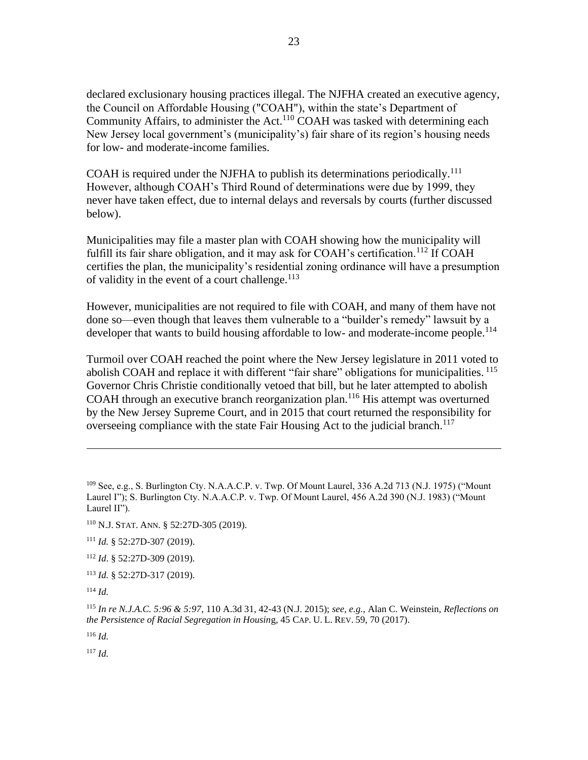declared exclusionary housing practices illegal. The NJFHA created an executive agency, the Council on Affordable Housing ("COAH"), within the state's Department of Community Affairs, to administer the Act.[110] COAH was tasked with determining each New Jersey local government's (municipality's) fair share of its region's housing needs for low- and moderate-income families.

COAH is required under the NJFHA to publish its determinations periodically.[111] However, although COAH's Third Round of determinations were due by 1999, they never have taken effect, due to internal delays and reversals by courts (further discussed below).

Municipalities may file a master plan with COAH showing how the municipality will fulfill its fair share obligation, and it may ask for COAH's certification.[112] If COAH certifies the plan, the municipality's residential zoning ordinance will have a presumption of validity in the event of a court challenge.[113]

However, municipalities are not required to file with COAH, and many of them have not done so—even though that leaves them vulnerable to a "builder's remedy" lawsuit by a developer that wants to build housing affordable to low- and moderate-income people.[114]

Turmoil over COAH reached the point where the New Jersey legislature in 2011 voted to abolish COAH and replace it with different "fair share" obligations for municipalities.[115] Governor Chris Christie conditionally vetoed that bill, but he later attempted to abolish COAH through an executive branch reorganization plan.[116] His attempt was overturned by the New Jersey Supreme Court, and in 2015 that court returned the responsibility for overseeing compliance with the state Fair Housing Act to the judicial branch.[117]

---

[109] See, e.g., S. Burlington Cty. N.A.A.C.P. v. Twp. Of Mount Laurel, 336 A.2d 713 (N.J. 1975) ("Mount Laurel I"); S. Burlington Cty. N.A.A.C.P. v. Twp. Of Mount Laurel, 456 A.2d 390 (N.J. 1983) ("Mount Laurel II").

[110] N.J. STAT. ANN. § 52:27D-305 (2019).

[111] *Id.* § 52:27D-307 (2019).

[112] *Id*. § 52:27D-309 (2019).

[113] *Id.* § 52:27D-317 (2019).

[114] *Id.*

[115] *In re N.J.A.C. 5:96 & 5:97*, 110 A.3d 31, 42-43 (N.J. 2015); *see, e.g.,* Alan C. Weinstein, *Reflections on the Persistence of Racial Segregation in Housing*, 45 CAP. U. L. REV. 59, 70 (2017).

[116] *Id.*

[117] *Id.*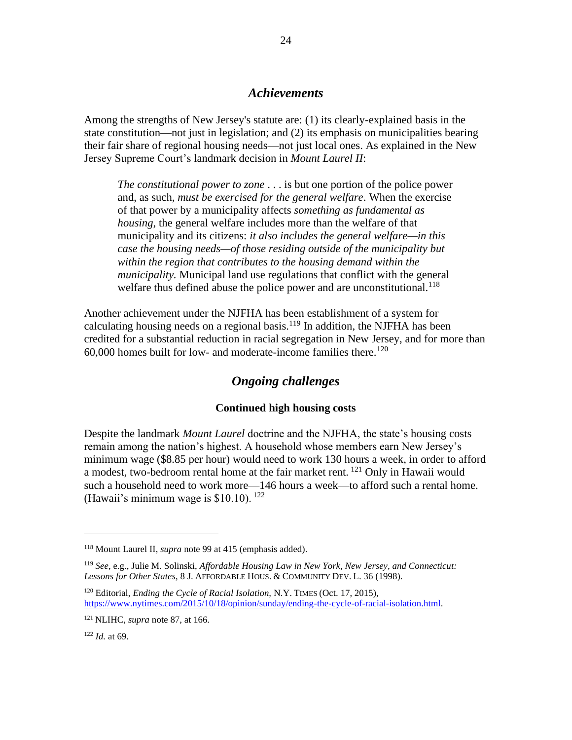## *Achievements*

Among the strengths of New Jersey's statute are: (1) its clearly-explained basis in the state constitution—not just in legislation; and (2) its emphasis on municipalities bearing their fair share of regional housing needs—not just local ones. As explained in the New Jersey Supreme Court's landmark decision in *Mount Laurel II*:

> *The constitutional power to zone* . . . is but one portion of the police power and, as such, *must be exercised for the general welfare*. When the exercise of that power by a municipality affects *something as fundamental as housing*, the general welfare includes more than the welfare of that municipality and its citizens: *it also includes the general welfare—in this case the housing needs—of those residing outside of the municipality but within the region that contributes to the housing demand within the municipality.* Municipal land use regulations that conflict with the general welfare thus defined abuse the police power and are unconstitutional.[118]

Another achievement under the NJFHA has been establishment of a system for calculating housing needs on a regional basis.[119] In addition, the NJFHA has been credited for a substantial reduction in racial segregation in New Jersey, and for more than 60,000 homes built for low- and moderate-income families there.[120]

## *Ongoing challenges*

### Continued high housing costs

Despite the landmark *Mount Laurel* doctrine and the NJFHA, the state's housing costs remain among the nation's highest. A household whose members earn New Jersey's minimum wage ($8.85 per hour) would need to work 130 hours a week, in order to afford a modest, two-bedroom rental home at the fair market rent. [121] Only in Hawaii would such a household need to work more—146 hours a week—to afford such a rental home. (Hawaii's minimum wage is $10.10). [122]

---

[118] Mount Laurel II, *supra* note 99 at 415 (emphasis added).

[119] *See*, e.g., Julie M. Solinski, *Affordable Housing Law in New York, New Jersey, and Connecticut: Lessons for Other States*, 8 J. AFFORDABLE HOUS. & COMMUNITY DEV. L. 36 (1998).

[120] Editorial, *Ending the Cycle of Racial Isolation,* N.Y. TIMES (Oct. 17, 2015), https://www.nytimes.com/2015/10/18/opinion/sunday/ending-the-cycle-of-racial-isolation.html.

[121] NLIHC, *supra* note 87, at 166.

[122] *Id.* at 69.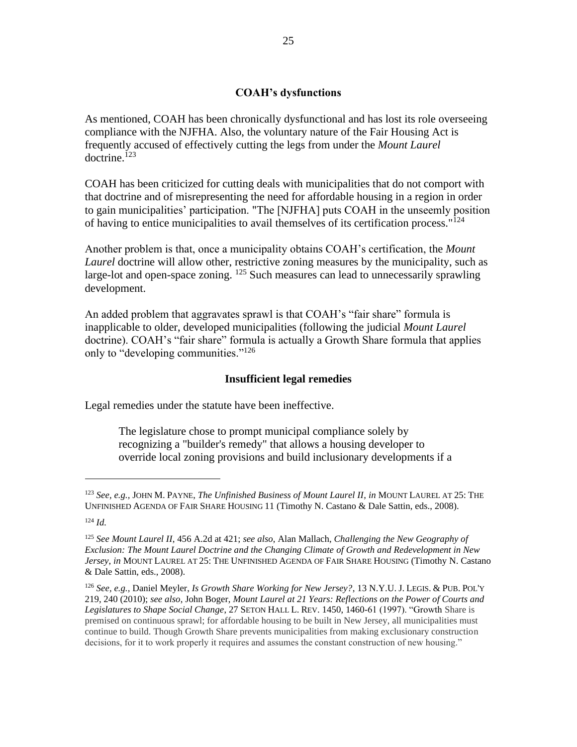## COAH's dysfunctions

As mentioned, COAH has been chronically dysfunctional and has lost its role overseeing compliance with the NJFHA. Also, the voluntary nature of the Fair Housing Act is frequently accused of effectively cutting the legs from under the *Mount Laurel* doctrine.[123]

COAH has been criticized for cutting deals with municipalities that do not comport with that doctrine and of misrepresenting the need for affordable housing in a region in order to gain municipalities' participation. "The [NJFHA] puts COAH in the unseemly position of having to entice municipalities to avail themselves of its certification process."[124]

Another problem is that, once a municipality obtains COAH's certification, the *Mount Laurel* doctrine will allow other, restrictive zoning measures by the municipality, such as large-lot and open-space zoning. [125] Such measures can lead to unnecessarily sprawling development.

An added problem that aggravates sprawl is that COAH's "fair share" formula is inapplicable to older, developed municipalities (following the judicial *Mount Laurel* doctrine). COAH's "fair share" formula is actually a Growth Share formula that applies only to "developing communities."[126]

## Insufficient legal remedies

Legal remedies under the statute have been ineffective.

> The legislature chose to prompt municipal compliance solely by recognizing a "builder's remedy" that allows a housing developer to override local zoning provisions and build inclusionary developments if a

---

[123] *See, e.g.,* JOHN M. PAYNE, *The Unfinished Business of Mount Laurel II*, *in* MOUNT LAUREL AT 25: THE UNFINISHED AGENDA OF FAIR SHARE HOUSING 11 (Timothy N. Castano & Dale Sattin, eds., 2008).

[124] *Id.*

[125] *See Mount Laurel II*, 456 A.2d at 421; *see also*, Alan Mallach, *Challenging the New Geography of Exclusion: The Mount Laurel Doctrine and the Changing Climate of Growth and Redevelopment in New Jersey*, *in* MOUNT LAUREL AT 25: THE UNFINISHED AGENDA OF FAIR SHARE HOUSING (Timothy N. Castano & Dale Sattin, eds., 2008).

[126] *See, e.g.,* Daniel Meyler, *Is Growth Share Working for New Jersey?*, 13 N.Y.U. J. LEGIS. & PUB. POL'Y 219, 240 (2010); *see also*, John Boger, *Mount Laurel at 21 Years: Reflections on the Power of Courts and Legislatures to Shape Social Change*, 27 SETON HALL L. REV. 1450, 1460-61 (1997). "Growth Share is premised on continuous sprawl; for affordable housing to be built in New Jersey, all municipalities must continue to build. Though Growth Share prevents municipalities from making exclusionary construction decisions, for it to work properly it requires and assumes the constant construction of new housing."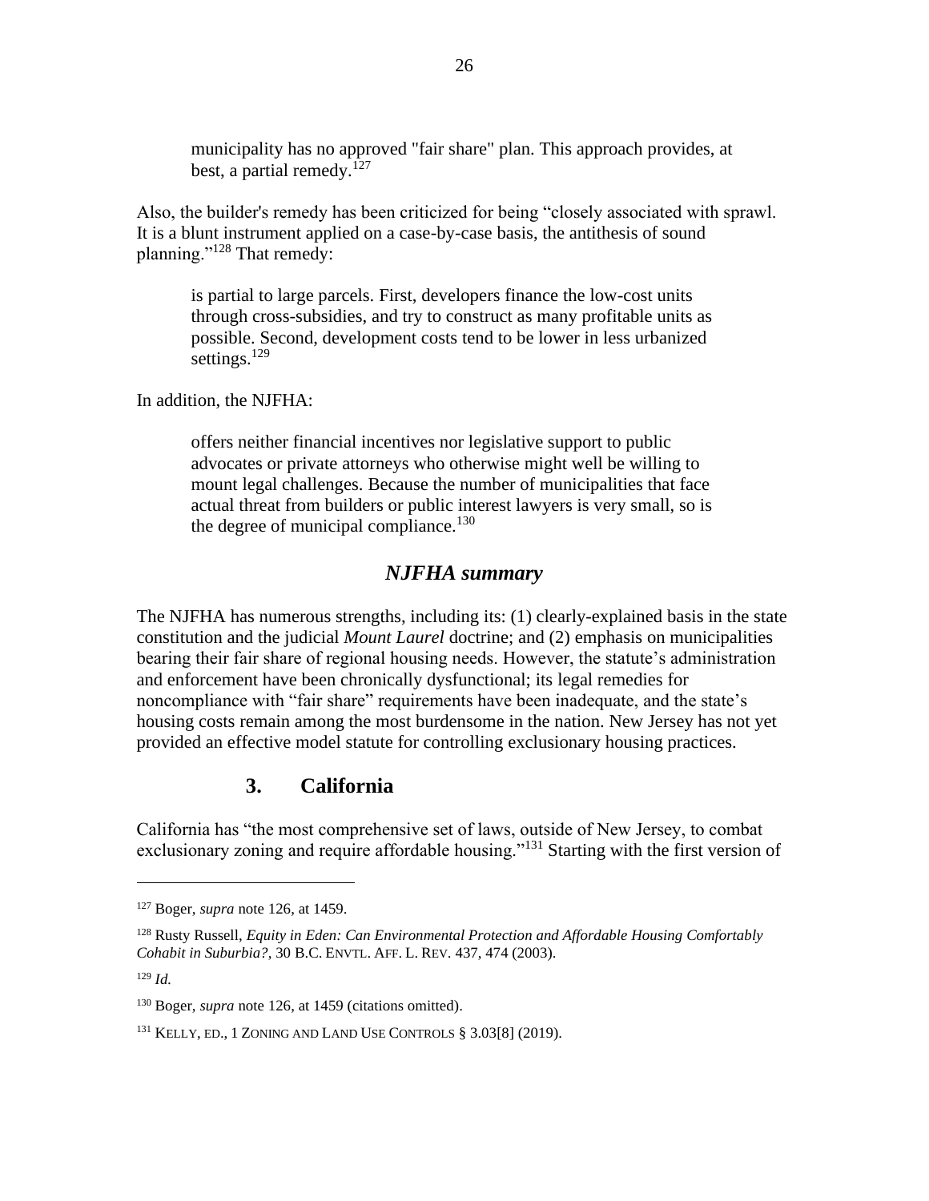> municipality has no approved "fair share" plan. This approach provides, at best, a partial remedy.[127]

Also, the builder's remedy has been criticized for being "closely associated with sprawl. It is a blunt instrument applied on a case-by-case basis, the antithesis of sound planning."[128] That remedy:

> is partial to large parcels. First, developers finance the low-cost units through cross-subsidies, and try to construct as many profitable units as possible. Second, development costs tend to be lower in less urbanized settings.[129]

In addition, the NJFHA:

> offers neither financial incentives nor legislative support to public advocates or private attorneys who otherwise might well be willing to mount legal challenges. Because the number of municipalities that face actual threat from builders or public interest lawyers is very small, so is the degree of municipal compliance.[130]

### *NJFHA summary*

The NJFHA has numerous strengths, including its: (1) clearly-explained basis in the state constitution and the judicial *Mount Laurel* doctrine; and (2) emphasis on municipalities bearing their fair share of regional housing needs. However, the statute's administration and enforcement have been chronically dysfunctional; its legal remedies for noncompliance with "fair share" requirements have been inadequate, and the state's housing costs remain among the most burdensome in the nation. New Jersey has not yet provided an effective model statute for controlling exclusionary housing practices.

## 3. California

California has "the most comprehensive set of laws, outside of New Jersey, to combat exclusionary zoning and require affordable housing."[131] Starting with the first version of

---

[127] Boger, *supra* note 126, at 1459.

[128] Rusty Russell, *Equity in Eden: Can Environmental Protection and Affordable Housing Comfortably Cohabit in Suburbia?*, 30 B.C. ENVTL. AFF. L. REV. 437, 474 (2003).

[129] *Id.*

[130] Boger, *supra* note 126, at 1459 (citations omitted).

[131] KELLY, ED., 1 ZONING AND LAND USE CONTROLS § 3.03[8] (2019).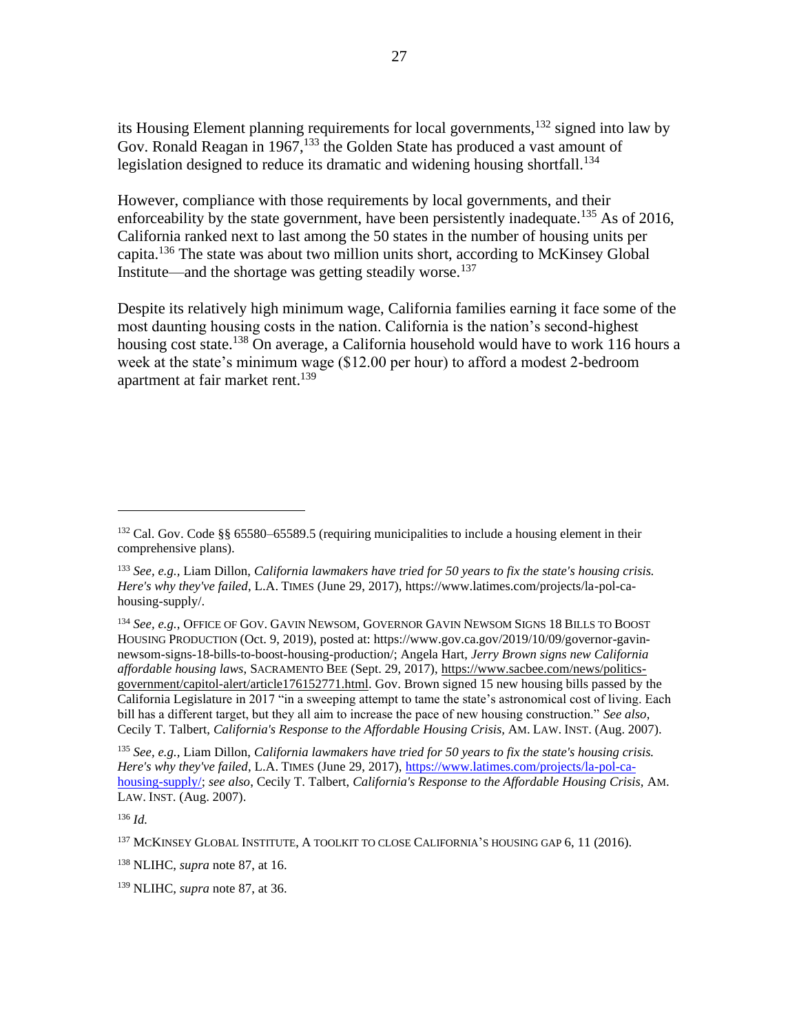its Housing Element planning requirements for local governments,[132] signed into law by Gov. Ronald Reagan in 1967,[133] the Golden State has produced a vast amount of legislation designed to reduce its dramatic and widening housing shortfall.[134]

However, compliance with those requirements by local governments, and their enforceability by the state government, have been persistently inadequate.[135] As of 2016, California ranked next to last among the 50 states in the number of housing units per capita.[136] The state was about two million units short, according to McKinsey Global Institute—and the shortage was getting steadily worse.[137]

Despite its relatively high minimum wage, California families earning it face some of the most daunting housing costs in the nation. California is the nation's second-highest housing cost state.[138] On average, a California household would have to work 116 hours a week at the state's minimum wage ($12.00 per hour) to afford a modest 2-bedroom apartment at fair market rent.[139]

---

[132] Cal. Gov. Code §§ 65580–65589.5 (requiring municipalities to include a housing element in their comprehensive plans).

[133] *See, e.g.,* Liam Dillon, *California lawmakers have tried for 50 years to fix the state's housing crisis. Here's why they've failed*, L.A. TIMES (June 29, 2017), https://www.latimes.com/projects/la-pol-ca-housing-supply/.

[134] *See, e.g.*, OFFICE OF GOV. GAVIN NEWSOM, GOVERNOR GAVIN NEWSOM SIGNS 18 BILLS TO BOOST HOUSING PRODUCTION (Oct. 9, 2019), posted at: https://www.gov.ca.gov/2019/10/09/governor-gavin-newsom-signs-18-bills-to-boost-housing-production/; Angela Hart, *Jerry Brown signs new California affordable housing laws*, SACRAMENTO BEE (Sept. 29, 2017), https://www.sacbee.com/news/politics-government/capitol-alert/article176152771.html. Gov. Brown signed 15 new housing bills passed by the California Legislature in 2017 "in a sweeping attempt to tame the state's astronomical cost of living. Each bill has a different target, but they all aim to increase the pace of new housing construction." *See also*, Cecily T. Talbert, *California's Response to the Affordable Housing Crisis,* AM. LAW. INST. (Aug. 2007).

[135] *See, e.g.,* Liam Dillon, *California lawmakers have tried for 50 years to fix the state's housing crisis. Here's why they've failed*, L.A. TIMES (June 29, 2017), https://www.latimes.com/projects/la-pol-ca-housing-supply/; *see also*, Cecily T. Talbert, *California's Response to the Affordable Housing Crisis,* AM. LAW. INST. (Aug. 2007).

[136] *Id.*

[137] MCKINSEY GLOBAL INSTITUTE, A TOOLKIT TO CLOSE CALIFORNIA'S HOUSING GAP 6, 11 (2016).

[138] NLIHC, *supra* note 87, at 16.

[139] NLIHC, *supra* note 87, at 36.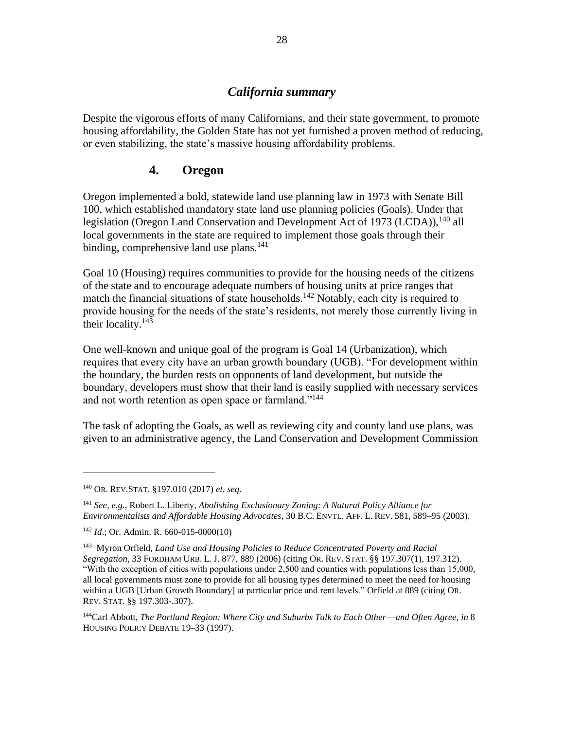### *California summary*

Despite the vigorous efforts of many Californians, and their state government, to promote housing affordability, the Golden State has not yet furnished a proven method of reducing, or even stabilizing, the state's massive housing affordability problems.

## 4. Oregon

Oregon implemented a bold, statewide land use planning law in 1973 with Senate Bill 100, which established mandatory state land use planning policies (Goals). Under that legislation (Oregon Land Conservation and Development Act of 1973 (LCDA)),[140] all local governments in the state are required to implement those goals through their binding, comprehensive land use plans.[141]

Goal 10 (Housing) requires communities to provide for the housing needs of the citizens of the state and to encourage adequate numbers of housing units at price ranges that match the financial situations of state households.[142] Notably, each city is required to provide housing for the needs of the state's residents, not merely those currently living in their locality.[143]

One well-known and unique goal of the program is Goal 14 (Urbanization), which requires that every city have an urban growth boundary (UGB). "For development within the boundary, the burden rests on opponents of land development, but outside the boundary, developers must show that their land is easily supplied with necessary services and not worth retention as open space or farmland."[144]

The task of adopting the Goals, as well as reviewing city and county land use plans, was given to an administrative agency, the Land Conservation and Development Commission

---

[140] OR. REV.STAT. §197.010 (2017) *et. seq.*

[141] *See, e.g.,* Robert L. Liberty, *Abolishing Exclusionary Zoning: A Natural Policy Alliance for Environmentalists and Affordable Housing Advocates*, 30 B.C. ENVTL. AFF. L. REV. 581, 589–95 (2003).

[142] *Id*.; Or. Admin. R. 660-015-0000(10)

[143] Myron Orfield, *Land Use and Housing Policies to Reduce Concentrated Poverty and Racial Segregation*, 33 FORDHAM URB. L. J. 877, 889 (2006) (citing OR. REV. STAT. §§ 197.307(1), 197.312). "With the exception of cities with populations under 2,500 and counties with populations less than 15,000, all local governments must zone to provide for all housing types determined to meet the need for housing within a UGB [Urban Growth Boundary] at particular price and rent levels." Orfield at 889 (citing OR. REV. STAT. §§ 197.303-.307).

[144] Carl Abbott, *The Portland Region: Where City and Suburbs Talk to Each Other—and Often Agree*, *in* 8 HOUSING POLICY DEBATE 19–33 (1997).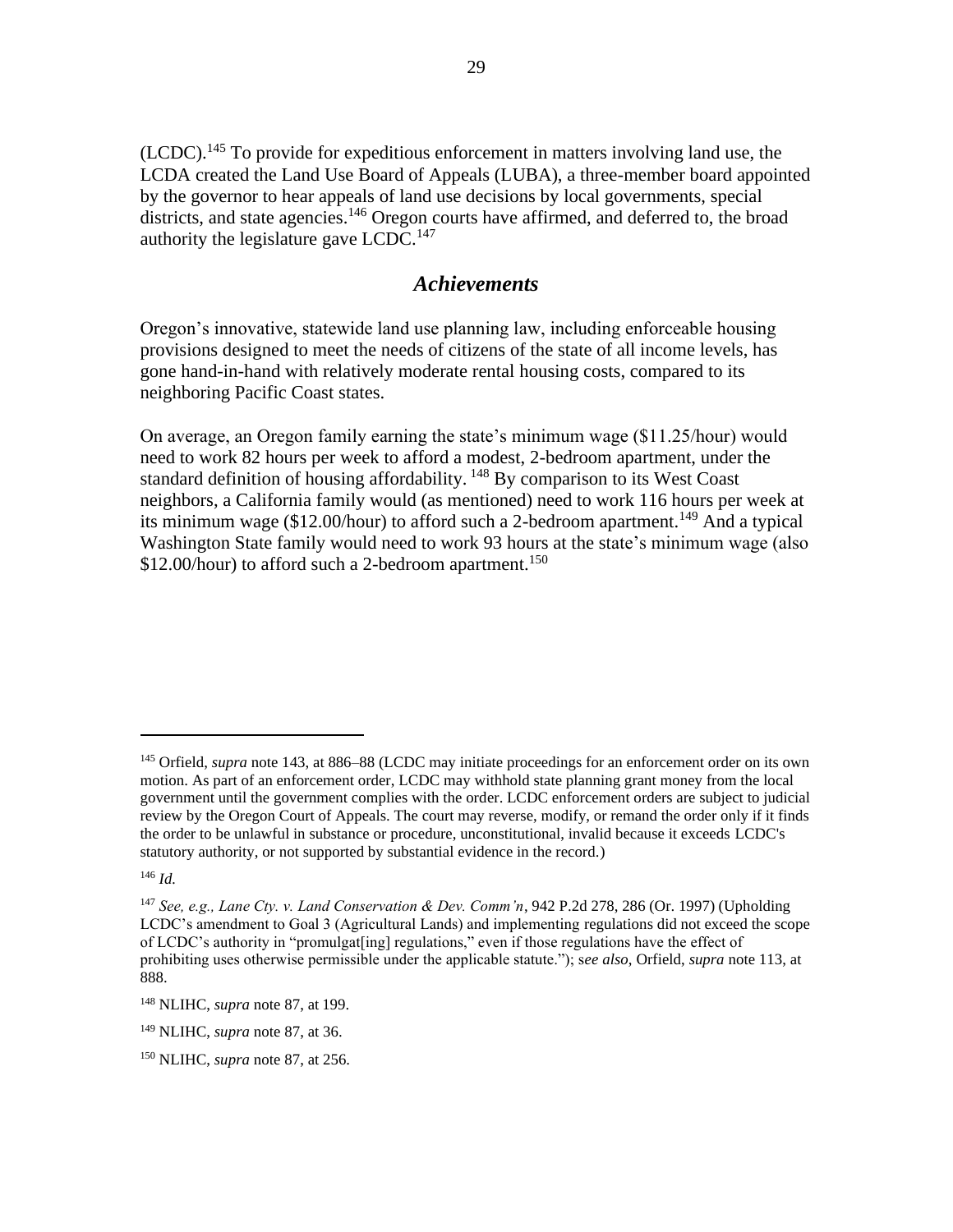(LCDC).[145] To provide for expeditious enforcement in matters involving land use, the LCDA created the Land Use Board of Appeals (LUBA), a three-member board appointed by the governor to hear appeals of land use decisions by local governments, special districts, and state agencies.[146] Oregon courts have affirmed, and deferred to, the broad authority the legislature gave LCDC.[147]

## *Achievements*

Oregon's innovative, statewide land use planning law, including enforceable housing provisions designed to meet the needs of citizens of the state of all income levels, has gone hand-in-hand with relatively moderate rental housing costs, compared to its neighboring Pacific Coast states.

On average, an Oregon family earning the state's minimum wage ($11.25/hour) would need to work 82 hours per week to afford a modest, 2-bedroom apartment, under the standard definition of housing affordability. [148] By comparison to its West Coast neighbors, a California family would (as mentioned) need to work 116 hours per week at its minimum wage ($12.00/hour) to afford such a 2-bedroom apartment.[149] And a typical Washington State family would need to work 93 hours at the state's minimum wage (also $12.00/hour) to afford such a 2-bedroom apartment.[150]

---

[145] Orfield, *supra* note 143, at 886–88 (LCDC may initiate proceedings for an enforcement order on its own motion. As part of an enforcement order, LCDC may withhold state planning grant money from the local government until the government complies with the order. LCDC enforcement orders are subject to judicial review by the Oregon Court of Appeals. The court may reverse, modify, or remand the order only if it finds the order to be unlawful in substance or procedure, unconstitutional, invalid because it exceeds LCDC's statutory authority, or not supported by substantial evidence in the record.)

[146] *Id.*

[147] *See, e.g., Lane Cty. v. Land Conservation & Dev. Comm'n*, 942 P.2d 278, 286 (Or. 1997) (Upholding LCDC's amendment to Goal 3 (Agricultural Lands) and implementing regulations did not exceed the scope of LCDC's authority in "promulgat[ing] regulations," even if those regulations have the effect of prohibiting uses otherwise permissible under the applicable statute."); s*ee also*, Orfield, *supra* note 113, at 888.

[148] NLIHC, *supra* note 87, at 199.

[149] NLIHC, *supra* note 87, at 36.

[150] NLIHC, *supra* note 87, at 256.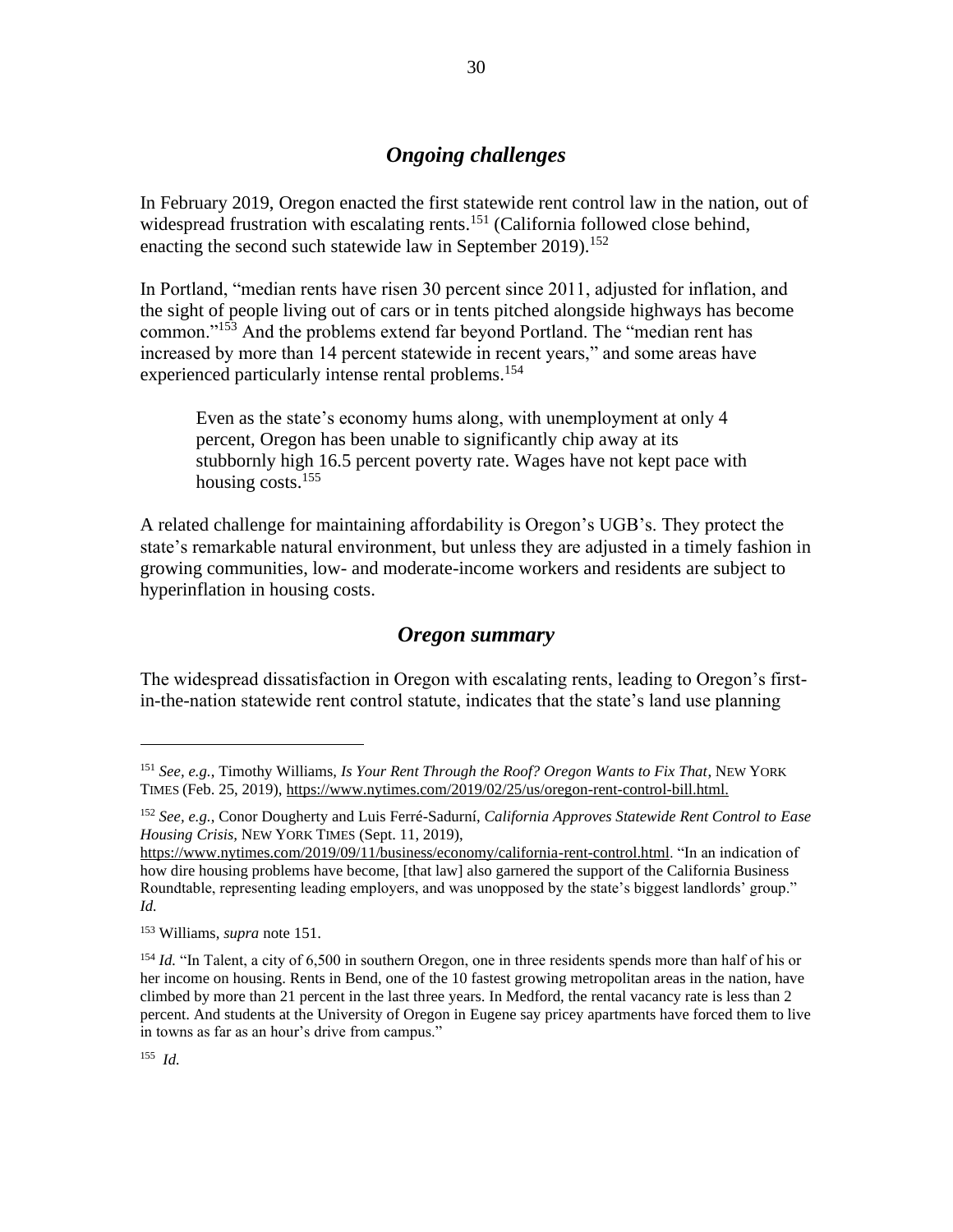### *Ongoing challenges*

In February 2019, Oregon enacted the first statewide rent control law in the nation, out of widespread frustration with escalating rents.[151] (California followed close behind, enacting the second such statewide law in September 2019).[152]

In Portland, "median rents have risen 30 percent since 2011, adjusted for inflation, and the sight of people living out of cars or in tents pitched alongside highways has become common."[153] And the problems extend far beyond Portland. The "median rent has increased by more than 14 percent statewide in recent years," and some areas have experienced particularly intense rental problems.[154]

> Even as the state's economy hums along, with unemployment at only 4 percent, Oregon has been unable to significantly chip away at its stubbornly high 16.5 percent poverty rate. Wages have not kept pace with housing costs.[155]

A related challenge for maintaining affordability is Oregon's UGB's. They protect the state's remarkable natural environment, but unless they are adjusted in a timely fashion in growing communities, low- and moderate-income workers and residents are subject to hyperinflation in housing costs.

### *Oregon summary*

The widespread dissatisfaction in Oregon with escalating rents, leading to Oregon's first-in-the-nation statewide rent control statute, indicates that the state's land use planning

---

[151] *See, e.g.*, Timothy Williams, *Is Your Rent Through the Roof? Oregon Wants to Fix That*, NEW YORK TIMES (Feb. 25, 2019), https://www.nytimes.com/2019/02/25/us/oregon-rent-control-bill.html.

[152] *See, e.g.*, Conor Dougherty and Luis Ferré-Sadurní, *California Approves Statewide Rent Control to Ease Housing Crisis*, NEW YORK TIMES (Sept. 11, 2019), https://www.nytimes.com/2019/09/11/business/economy/california-rent-control.html. "In an indication of how dire housing problems have become, [that law] also garnered the support of the California Business Roundtable, representing leading employers, and was unopposed by the state's biggest landlords' group." *Id.*

[153] Williams, *supra* note 151.

[154] *Id.* "In Talent, a city of 6,500 in southern Oregon, one in three residents spends more than half of his or her income on housing. Rents in Bend, one of the 10 fastest growing metropolitan areas in the nation, have climbed by more than 21 percent in the last three years. In Medford, the rental vacancy rate is less than 2 percent. And students at the University of Oregon in Eugene say pricey apartments have forced them to live in towns as far as an hour's drive from campus."

[155] *Id.*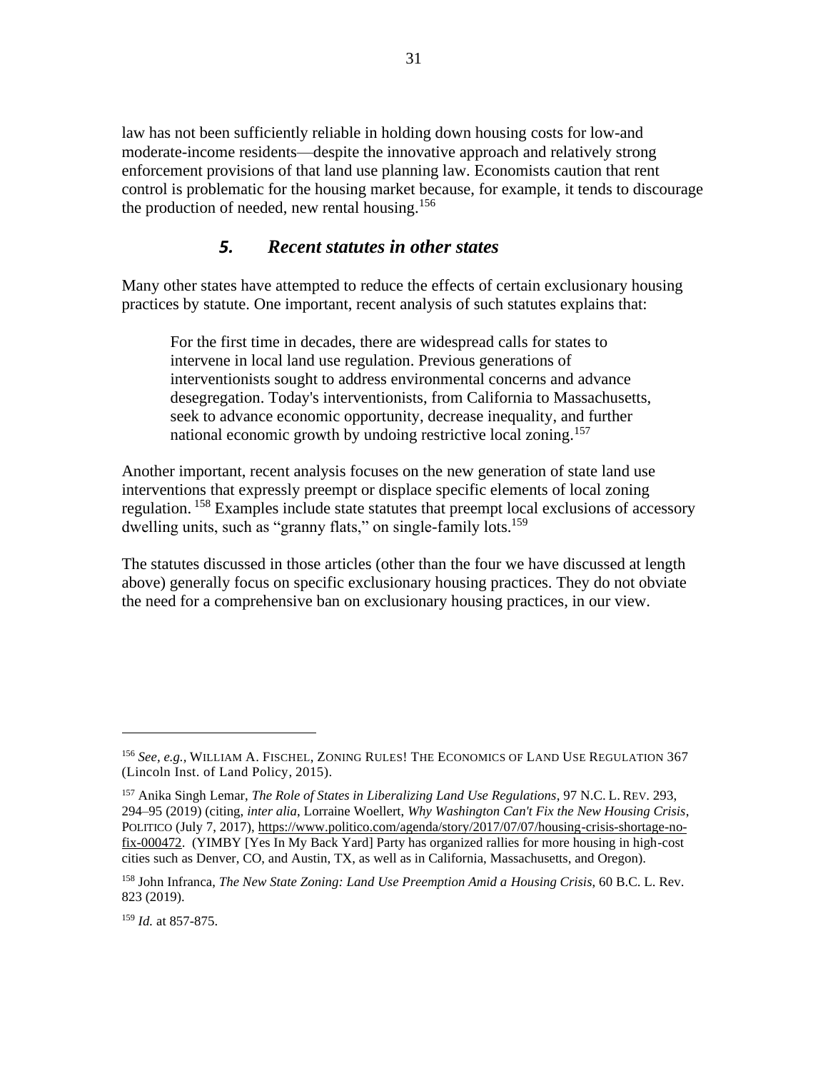law has not been sufficiently reliable in holding down housing costs for low-and moderate-income residents—despite the innovative approach and relatively strong enforcement provisions of that land use planning law. Economists caution that rent control is problematic for the housing market because, for example, it tends to discourage the production of needed, new rental housing.[156]

### *5. Recent statutes in other states*

Many other states have attempted to reduce the effects of certain exclusionary housing practices by statute. One important, recent analysis of such statutes explains that:

> For the first time in decades, there are widespread calls for states to intervene in local land use regulation. Previous generations of interventionists sought to address environmental concerns and advance desegregation. Today's interventionists, from California to Massachusetts, seek to advance economic opportunity, decrease inequality, and further national economic growth by undoing restrictive local zoning.[157]

Another important, recent analysis focuses on the new generation of state land use interventions that expressly preempt or displace specific elements of local zoning regulation. [158] Examples include state statutes that preempt local exclusions of accessory dwelling units, such as "granny flats," on single-family lots.[159]

The statutes discussed in those articles (other than the four we have discussed at length above) generally focus on specific exclusionary housing practices. They do not obviate the need for a comprehensive ban on exclusionary housing practices, in our view.

---

[156] *See*, *e.g.*, WILLIAM A. FISCHEL, ZONING RULES! THE ECONOMICS OF LAND USE REGULATION 367 (Lincoln Inst. of Land Policy, 2015).

[157] Anika Singh Lemar, *The Role of States in Liberalizing Land Use Regulations*, 97 N.C. L. REV. 293, 294–95 (2019) (citing, *inter alia*, Lorraine Woellert, *Why Washington Can't Fix the New Housing Crisis*, POLITICO (July 7, 2017), https://www.politico.com/agenda/story/2017/07/07/housing-crisis-shortage-no-fix-000472. (YIMBY [Yes In My Back Yard] Party has organized rallies for more housing in high-cost cities such as Denver, CO, and Austin, TX, as well as in California, Massachusetts, and Oregon).

[158] John Infranca, *The New State Zoning: Land Use Preemption Amid a Housing Crisis*, 60 B.C. L. Rev. 823 (2019).

[159] *Id.* at 857-875.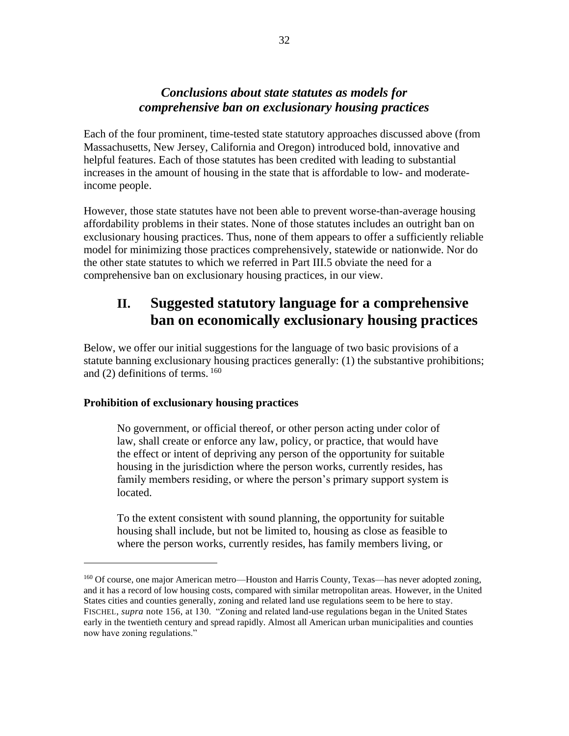### *Conclusions about state statutes as models for comprehensive ban on exclusionary housing practices*

Each of the four prominent, time-tested state statutory approaches discussed above (from Massachusetts, New Jersey, California and Oregon) introduced bold, innovative and helpful features. Each of those statutes has been credited with leading to substantial increases in the amount of housing in the state that is affordable to low- and moderate-income people.

However, those state statutes have not been able to prevent worse-than-average housing affordability problems in their states. None of those statutes includes an outright ban on exclusionary housing practices. Thus, none of them appears to offer a sufficiently reliable model for minimizing those practices comprehensively, statewide or nationwide. Nor do the other state statutes to which we referred in Part III.5 obviate the need for a comprehensive ban on exclusionary housing practices, in our view.

## II. Suggested statutory language for a comprehensive ban on economically exclusionary housing practices

Below, we offer our initial suggestions for the language of two basic provisions of a statute banning exclusionary housing practices generally: (1) the substantive prohibitions; and (2) definitions of terms.[160]

**Prohibition of exclusionary housing practices**

> No government, or official thereof, or other person acting under color of law, shall create or enforce any law, policy, or practice, that would have the effect or intent of depriving any person of the opportunity for suitable housing in the jurisdiction where the person works, currently resides, has family members residing, or where the person's primary support system is located.
>
> To the extent consistent with sound planning, the opportunity for suitable housing shall include, but not be limited to, housing as close as feasible to where the person works, currently resides, has family members living, or

---

[160] Of course, one major American metro—Houston and Harris County, Texas—has never adopted zoning, and it has a record of low housing costs, compared with similar metropolitan areas. However, in the United States cities and counties generally, zoning and related land use regulations seem to be here to stay. FISCHEL, *supra* note 156, at 130. "Zoning and related land-use regulations began in the United States early in the twentieth century and spread rapidly. Almost all American urban municipalities and counties now have zoning regulations."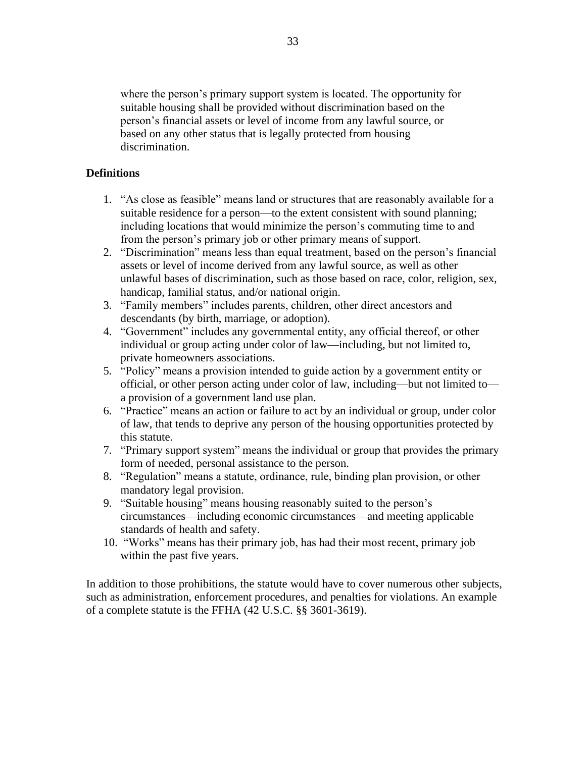> where the person's primary support system is located. The opportunity for suitable housing shall be provided without discrimination based on the person's financial assets or level of income from any lawful source, or based on any other status that is legally protected from housing discrimination.

**Definitions**

1. "As close as feasible" means land or structures that are reasonably available for a suitable residence for a person—to the extent consistent with sound planning; including locations that would minimize the person's commuting time to and from the person's primary job or other primary means of support.
2. "Discrimination" means less than equal treatment, based on the person's financial assets or level of income derived from any lawful source, as well as other unlawful bases of discrimination, such as those based on race, color, religion, sex, handicap, familial status, and/or national origin.
3. "Family members" includes parents, children, other direct ancestors and descendants (by birth, marriage, or adoption).
4. "Government" includes any governmental entity, any official thereof, or other individual or group acting under color of law—including, but not limited to, private homeowners associations.
5. "Policy" means a provision intended to guide action by a government entity or official, or other person acting under color of law, including—but not limited to—a provision of a government land use plan.
6. "Practice" means an action or failure to act by an individual or group, under color of law, that tends to deprive any person of the housing opportunities protected by this statute.
7. "Primary support system" means the individual or group that provides the primary form of needed, personal assistance to the person.
8. "Regulation" means a statute, ordinance, rule, binding plan provision, or other mandatory legal provision.
9. "Suitable housing" means housing reasonably suited to the person's circumstances—including economic circumstances—and meeting applicable standards of health and safety.
10. "Works" means has their primary job, has had their most recent, primary job within the past five years.

In addition to those prohibitions, the statute would have to cover numerous other subjects, such as administration, enforcement procedures, and penalties for violations. An example of a complete statute is the FFHA (42 U.S.C. §§ 3601-3619).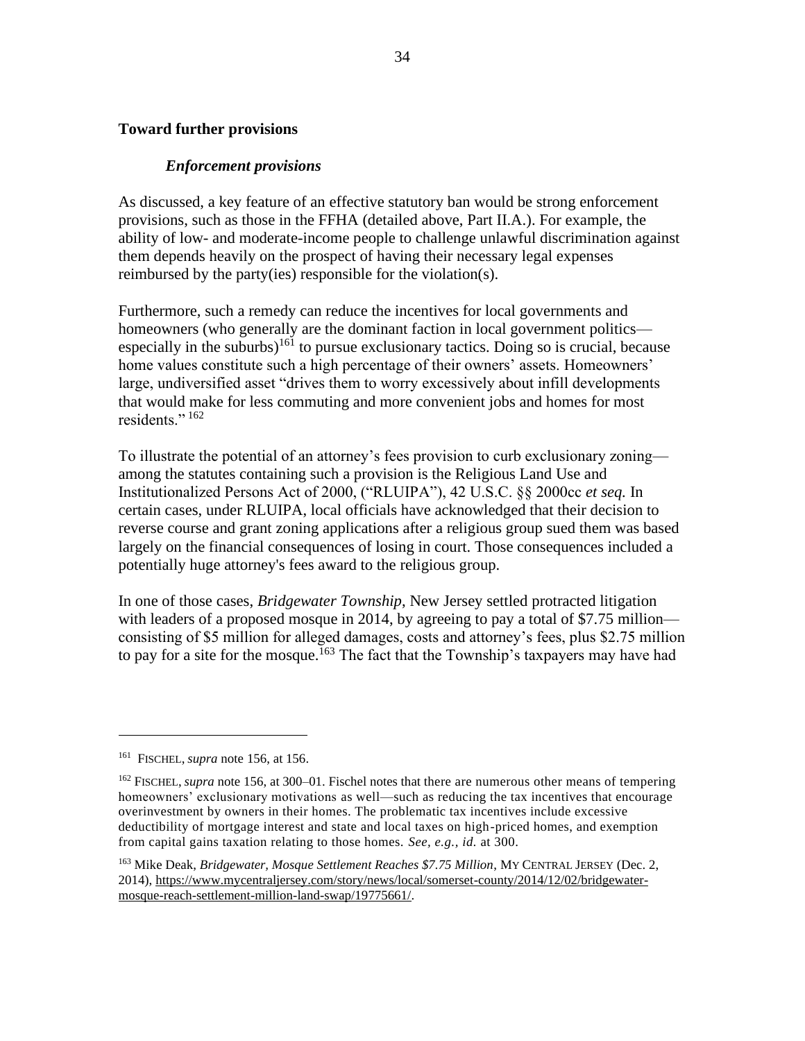## Toward further provisions

### *Enforcement provisions*

As discussed, a key feature of an effective statutory ban would be strong enforcement provisions, such as those in the FFHA (detailed above, Part II.A.). For example, the ability of low- and moderate-income people to challenge unlawful discrimination against them depends heavily on the prospect of having their necessary legal expenses reimbursed by the party(ies) responsible for the violation(s).

Furthermore, such a remedy can reduce the incentives for local governments and homeowners (who generally are the dominant faction in local government politics—especially in the suburbs)[161] to pursue exclusionary tactics. Doing so is crucial, because home values constitute such a high percentage of their owners' assets. Homeowners' large, undiversified asset "drives them to worry excessively about infill developments that would make for less commuting and more convenient jobs and homes for most residents." [162]

To illustrate the potential of an attorney's fees provision to curb exclusionary zoning—among the statutes containing such a provision is the Religious Land Use and Institutionalized Persons Act of 2000, ("RLUIPA"), 42 U.S.C. §§ 2000cc *et seq.* In certain cases, under RLUIPA, local officials have acknowledged that their decision to reverse course and grant zoning applications after a religious group sued them was based largely on the financial consequences of losing in court. Those consequences included a potentially huge attorney's fees award to the religious group.

In one of those cases, *Bridgewater Township*, New Jersey settled protracted litigation with leaders of a proposed mosque in 2014, by agreeing to pay a total of $7.75 million—consisting of $5 million for alleged damages, costs and attorney's fees, plus $2.75 million to pay for a site for the mosque.[163] The fact that the Township's taxpayers may have had

---

[161] FISCHEL, *supra* note 156, at 156.

[162] FISCHEL, *supra* note 156, at 300–01. Fischel notes that there are numerous other means of tempering homeowners' exclusionary motivations as well—such as reducing the tax incentives that encourage overinvestment by owners in their homes. The problematic tax incentives include excessive deductibility of mortgage interest and state and local taxes on high-priced homes, and exemption from capital gains taxation relating to those homes. *See, e.g., id.* at 300.

[163] Mike Deak, *Bridgewater, Mosque Settlement Reaches $7.75 Million*, MY CENTRAL JERSEY (Dec. 2, 2014), https://www.mycentraljersey.com/story/news/local/somerset-county/2014/12/02/bridgewater-mosque-reach-settlement-million-land-swap/19775661/.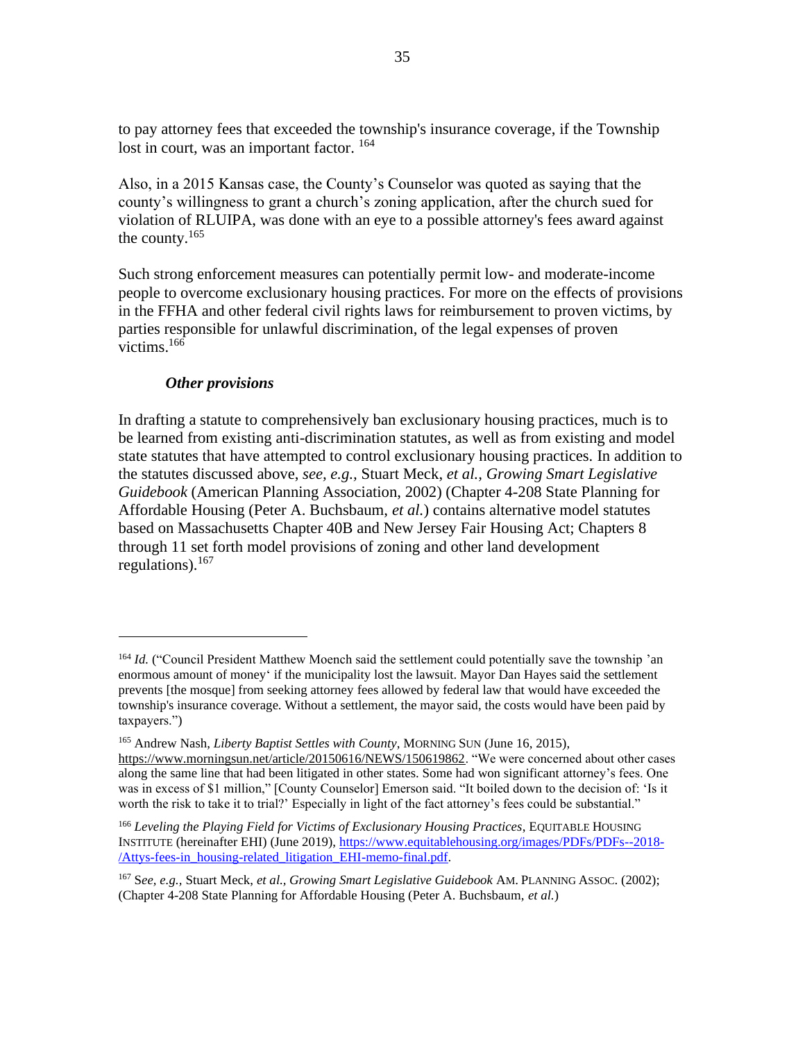to pay attorney fees that exceeded the township's insurance coverage, if the Township lost in court, was an important factor. [164]

Also, in a 2015 Kansas case, the County's Counselor was quoted as saying that the county's willingness to grant a church's zoning application, after the church sued for violation of RLUIPA, was done with an eye to a possible attorney's fees award against the county.[165]

Such strong enforcement measures can potentially permit low- and moderate-income people to overcome exclusionary housing practices. For more on the effects of provisions in the FFHA and other federal civil rights laws for reimbursement to proven victims, by parties responsible for unlawful discrimination, of the legal expenses of proven victims.[166]

### ***Other provisions***

In drafting a statute to comprehensively ban exclusionary housing practices, much is to be learned from existing anti-discrimination statutes, as well as from existing and model state statutes that have attempted to control exclusionary housing practices. In addition to the statutes discussed above, *see, e.g.,* Stuart Meck, *et al., Growing Smart Legislative Guidebook* (American Planning Association, 2002) (Chapter 4-208 State Planning for Affordable Housing (Peter A. Buchsbaum, *et al.*) contains alternative model statutes based on Massachusetts Chapter 40B and New Jersey Fair Housing Act; Chapters 8 through 11 set forth model provisions of zoning and other land development regulations).[167]

---

[164] *Id.* ("Council President Matthew Moench said the settlement could potentially save the township 'an enormous amount of money' if the municipality lost the lawsuit. Mayor Dan Hayes said the settlement prevents [the mosque] from seeking attorney fees allowed by federal law that would have exceeded the township's insurance coverage. Without a settlement, the mayor said, the costs would have been paid by taxpayers.")

[165] Andrew Nash, *Liberty Baptist Settles with County*, MORNING SUN (June 16, 2015), https://www.morningsun.net/article/20150616/NEWS/150619862. "We were concerned about other cases along the same line that had been litigated in other states. Some had won significant attorney's fees. One was in excess of $1 million," [County Counselor] Emerson said. "It boiled down to the decision of: 'Is it worth the risk to take it to trial?' Especially in light of the fact attorney's fees could be substantial."

[166] *Leveling the Playing Field for Victims of Exclusionary Housing Practices*, EQUITABLE HOUSING INSTITUTE (hereinafter EHI) (June 2019), https://www.equitablehousing.org/images/PDFs/PDFs--2018-/Attys-fees-in_housing-related_litigation_EHI-memo-final.pdf.

[167] S*ee, e.g.*, Stuart Meck, *et al.*, *Growing Smart Legislative Guidebook* AM. PLANNING ASSOC. (2002); (Chapter 4-208 State Planning for Affordable Housing (Peter A. Buchsbaum, *et al.*)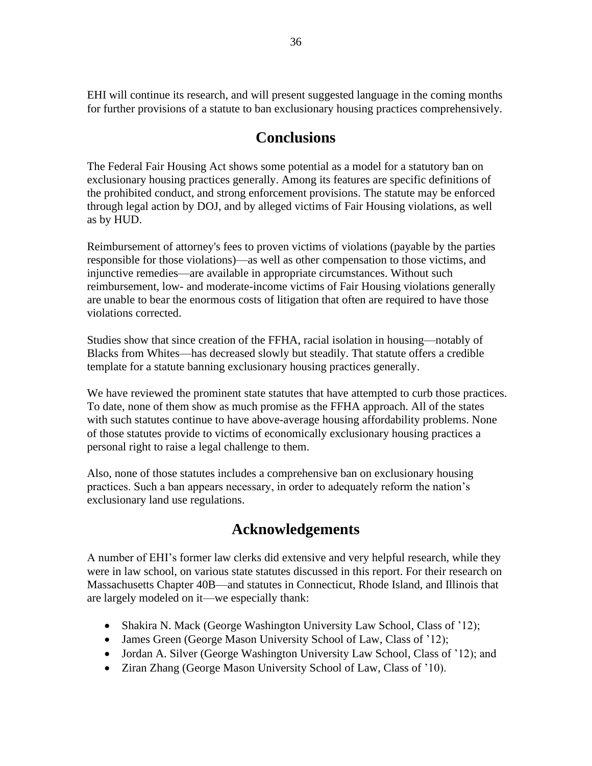EHI will continue its research, and will present suggested language in the coming months for further provisions of a statute to ban exclusionary housing practices comprehensively.

## Conclusions

The Federal Fair Housing Act shows some potential as a model for a statutory ban on exclusionary housing practices generally. Among its features are specific definitions of the prohibited conduct, and strong enforcement provisions. The statute may be enforced through legal action by DOJ, and by alleged victims of Fair Housing violations, as well as by HUD.

Reimbursement of attorney's fees to proven victims of violations (payable by the parties responsible for those violations)—as well as other compensation to those victims, and injunctive remedies—are available in appropriate circumstances. Without such reimbursement, low- and moderate-income victims of Fair Housing violations generally are unable to bear the enormous costs of litigation that often are required to have those violations corrected.

Studies show that since creation of the FFHA, racial isolation in housing—notably of Blacks from Whites—has decreased slowly but steadily. That statute offers a credible template for a statute banning exclusionary housing practices generally.

We have reviewed the prominent state statutes that have attempted to curb those practices. To date, none of them show as much promise as the FFHA approach. All of the states with such statutes continue to have above-average housing affordability problems. None of those statutes provide to victims of economically exclusionary housing practices a personal right to raise a legal challenge to them.

Also, none of those statutes includes a comprehensive ban on exclusionary housing practices. Such a ban appears necessary, in order to adequately reform the nation's exclusionary land use regulations.

## Acknowledgements

A number of EHI's former law clerks did extensive and very helpful research, while they were in law school, on various state statutes discussed in this report. For their research on Massachusetts Chapter 40B—and statutes in Connecticut, Rhode Island, and Illinois that are largely modeled on it—we especially thank:

- Shakira N. Mack (George Washington University Law School, Class of '12);
- James Green (George Mason University School of Law, Class of '12);
- Jordan A. Silver (George Washington University Law School, Class of '12); and
- Ziran Zhang (George Mason University School of Law, Class of '10).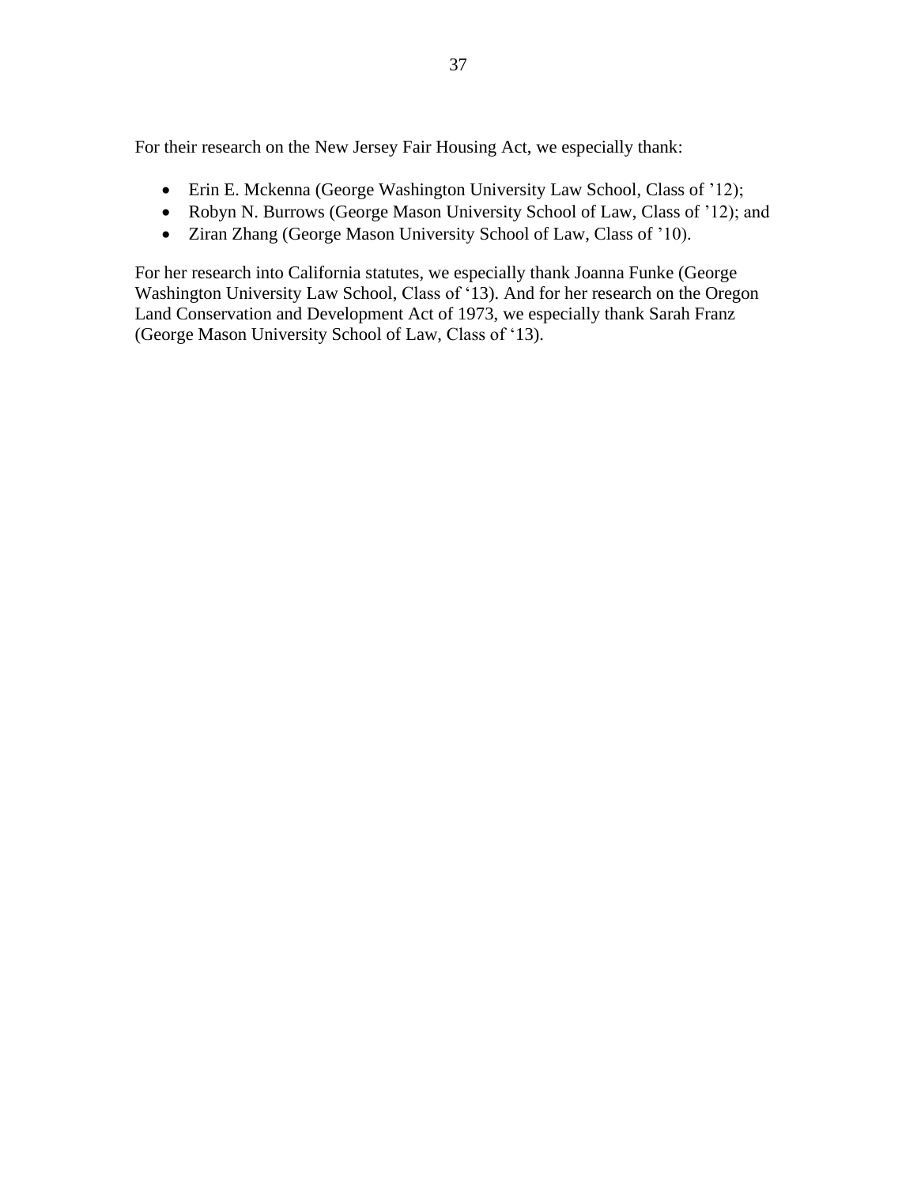For their research on the New Jersey Fair Housing Act, we especially thank:

- Erin E. Mckenna (George Washington University Law School, Class of '12);
- Robyn N. Burrows (George Mason University School of Law, Class of '12); and
- Ziran Zhang (George Mason University School of Law, Class of '10).

For her research into California statutes, we especially thank Joanna Funke (George Washington University Law School, Class of '13). And for her research on the Oregon Land Conservation and Development Act of 1973, we especially thank Sarah Franz (George Mason University School of Law, Class of '13).